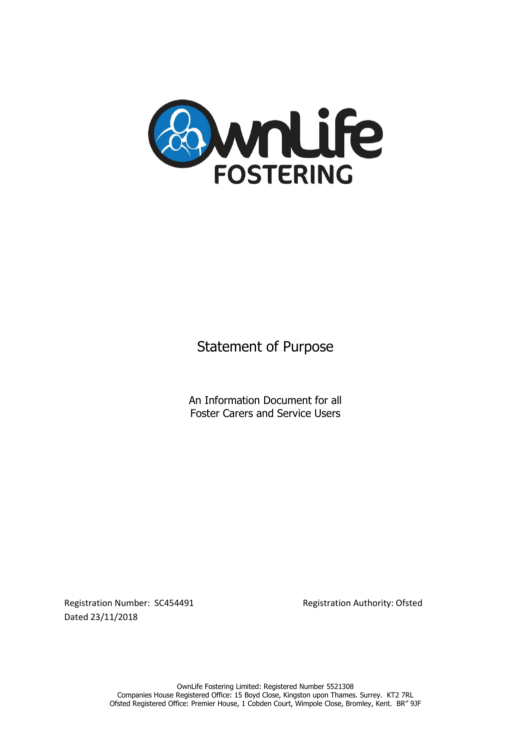OwnLife FOSTERING

# Statement of Purpose

An Information Document for all Foster Carers and Service Users

Registration Number: SC454491

Dated 23/11/2018

Registration Authority: Ofsted

OwnLife Fostering Limited: Registered Number 5521308
Companies House Registered Office: 15 Boyd Close, Kingston upon Thames. Surrey. KT2 7RL
Ofsted Registered Office: Premier House, 1 Cobden Court, Wimpole Close, Bromley, Kent. BR" 9JF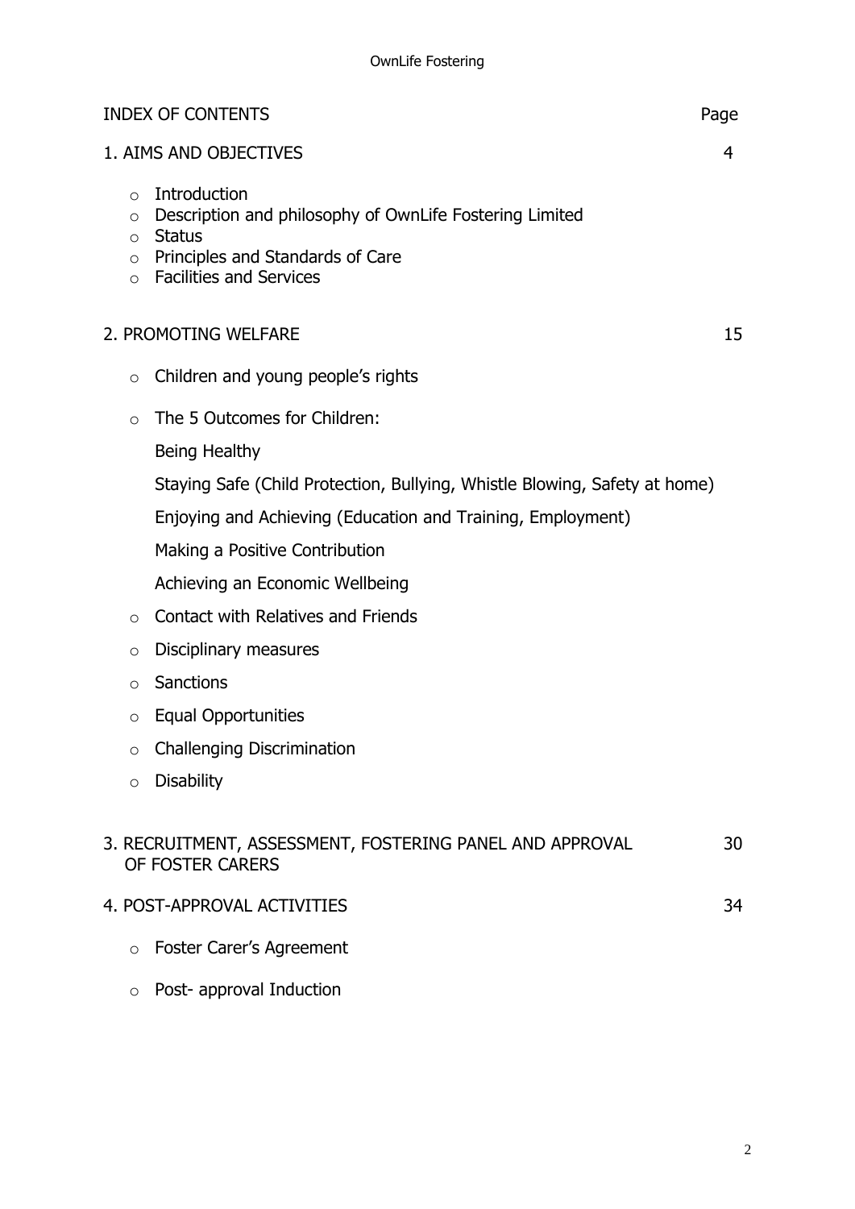## INDEX OF CONTENTS

| | Page |
|---|---|
| 1. AIMS AND OBJECTIVES | 4 |
| 2. PROMOTING WELFARE | 15 |
| 3. RECRUITMENT, ASSESSMENT, FOSTERING PANEL AND APPROVAL OF FOSTER CARERS | 30 |
| 4. POST-APPROVAL ACTIVITIES | 34 |

**1. AIMS AND OBJECTIVES** — 4

- Introduction
- Description and philosophy of OwnLife Fostering Limited
- Status
- Principles and Standards of Care
- Facilities and Services

**2. PROMOTING WELFARE** — 15

- Children and young people's rights
- The 5 Outcomes for Children:

  Being Healthy

  Staying Safe (Child Protection, Bullying, Whistle Blowing, Safety at home)

  Enjoying and Achieving (Education and Training, Employment)

  Making a Positive Contribution

  Achieving an Economic Wellbeing
- Contact with Relatives and Friends
- Disciplinary measures
- Sanctions
- Equal Opportunities
- Challenging Discrimination
- Disability

**3. RECRUITMENT, ASSESSMENT, FOSTERING PANEL AND APPROVAL OF FOSTER CARERS** — 30

**4. POST-APPROVAL ACTIVITIES** — 34

- Foster Carer's Agreement
- Post- approval Induction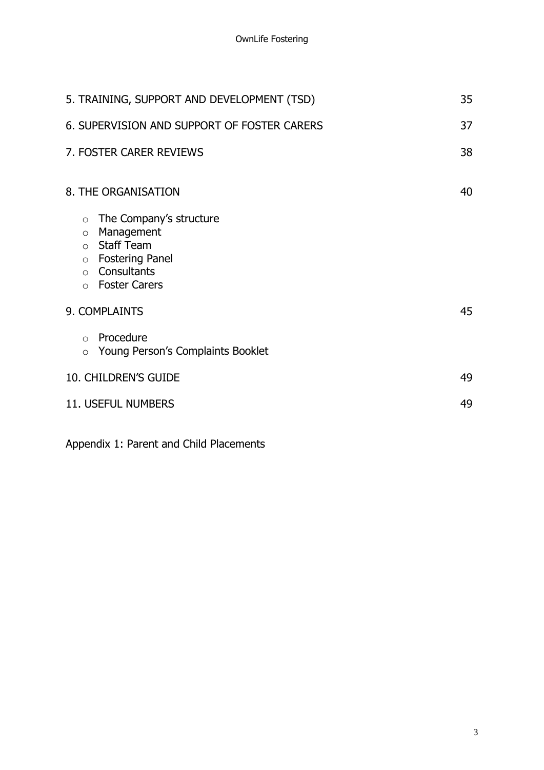| | |
|---|---|
| 5. TRAINING, SUPPORT AND DEVELOPMENT (TSD) | 35 |
| 6. SUPERVISION AND SUPPORT OF FOSTER CARERS | 37 |
| 7. FOSTER CARER REVIEWS | 38 |
| 8. THE ORGANISATION | 40 |

- The Company's structure
- Management
- Staff Team
- Fostering Panel
- Consultants
- Foster Carers

| | |
|---|---|
| 9. COMPLAINTS | 45 |

- Procedure
- Young Person's Complaints Booklet

| | |
|---|---|
| 10. CHILDREN'S GUIDE | 49 |
| 11. USEFUL NUMBERS | 49 |

Appendix 1: Parent and Child Placements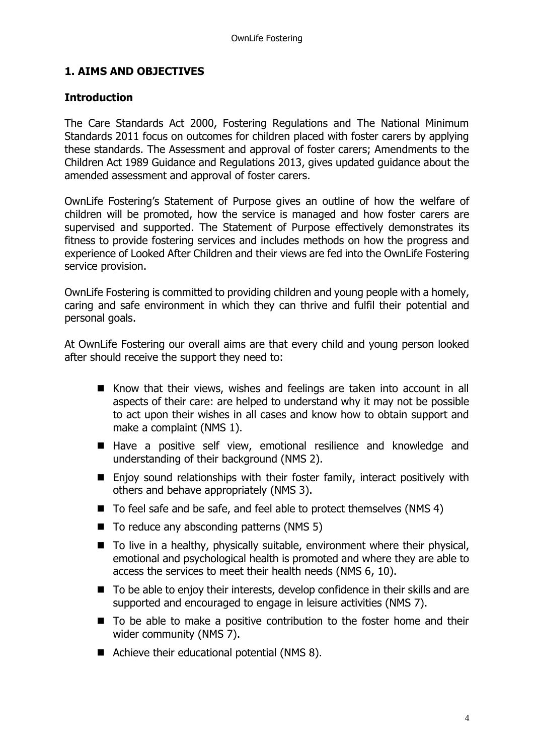## 1. AIMS AND OBJECTIVES

### Introduction

The Care Standards Act 2000, Fostering Regulations and The National Minimum Standards 2011 focus on outcomes for children placed with foster carers by applying these standards. The Assessment and approval of foster carers; Amendments to the Children Act 1989 Guidance and Regulations 2013, gives updated guidance about the amended assessment and approval of foster carers.

OwnLife Fostering's Statement of Purpose gives an outline of how the welfare of children will be promoted, how the service is managed and how foster carers are supervised and supported. The Statement of Purpose effectively demonstrates its fitness to provide fostering services and includes methods on how the progress and experience of Looked After Children and their views are fed into the OwnLife Fostering service provision.

OwnLife Fostering is committed to providing children and young people with a homely, caring and safe environment in which they can thrive and fulfil their potential and personal goals.

At OwnLife Fostering our overall aims are that every child and young person looked after should receive the support they need to:

- Know that their views, wishes and feelings are taken into account in all aspects of their care: are helped to understand why it may not be possible to act upon their wishes in all cases and know how to obtain support and make a complaint (NMS 1).
- Have a positive self view, emotional resilience and knowledge and understanding of their background (NMS 2).
- Enjoy sound relationships with their foster family, interact positively with others and behave appropriately (NMS 3).
- To feel safe and be safe, and feel able to protect themselves (NMS 4)
- To reduce any absconding patterns (NMS 5)
- To live in a healthy, physically suitable, environment where their physical, emotional and psychological health is promoted and where they are able to access the services to meet their health needs (NMS 6, 10).
- To be able to enjoy their interests, develop confidence in their skills and are supported and encouraged to engage in leisure activities (NMS 7).
- To be able to make a positive contribution to the foster home and their wider community (NMS 7).
- Achieve their educational potential (NMS 8).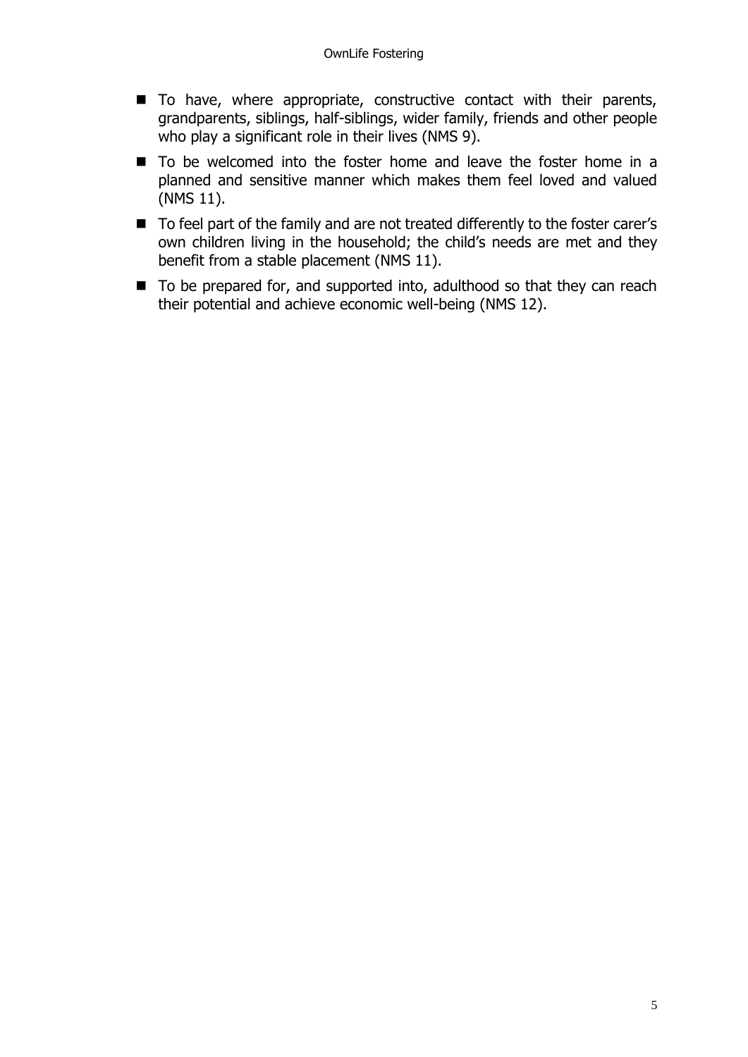- To have, where appropriate, constructive contact with their parents, grandparents, siblings, half-siblings, wider family, friends and other people who play a significant role in their lives (NMS 9).
- To be welcomed into the foster home and leave the foster home in a planned and sensitive manner which makes them feel loved and valued (NMS 11).
- To feel part of the family and are not treated differently to the foster carer's own children living in the household; the child's needs are met and they benefit from a stable placement (NMS 11).
- To be prepared for, and supported into, adulthood so that they can reach their potential and achieve economic well-being (NMS 12).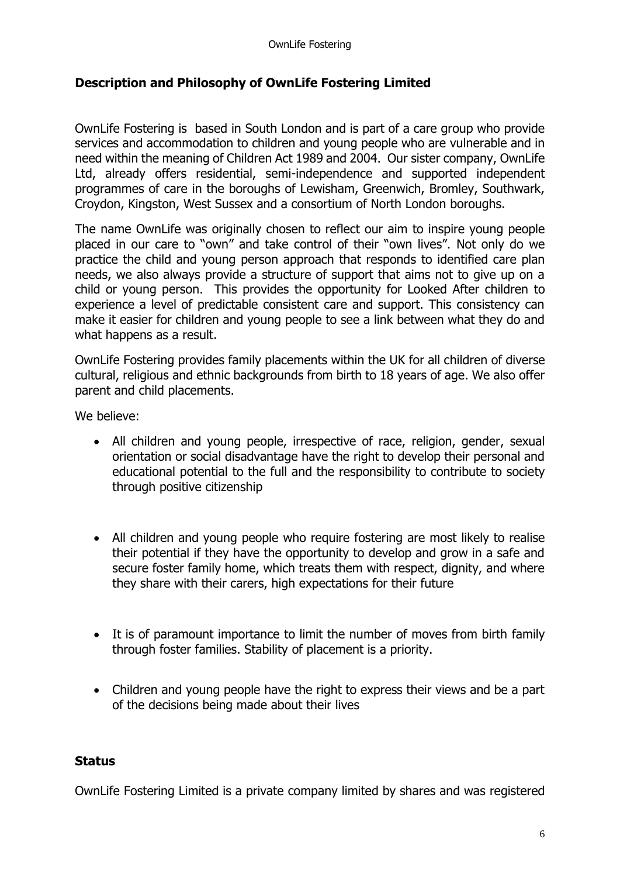## Description and Philosophy of OwnLife Fostering Limited

OwnLife Fostering is based in South London and is part of a care group who provide services and accommodation to children and young people who are vulnerable and in need within the meaning of Children Act 1989 and 2004. Our sister company, OwnLife Ltd, already offers residential, semi-independence and supported independent programmes of care in the boroughs of Lewisham, Greenwich, Bromley, Southwark, Croydon, Kingston, West Sussex and a consortium of North London boroughs.

The name OwnLife was originally chosen to reflect our aim to inspire young people placed in our care to "own" and take control of their "own lives". Not only do we practice the child and young person approach that responds to identified care plan needs, we also always provide a structure of support that aims not to give up on a child or young person. This provides the opportunity for Looked After children to experience a level of predictable consistent care and support. This consistency can make it easier for children and young people to see a link between what they do and what happens as a result.

OwnLife Fostering provides family placements within the UK for all children of diverse cultural, religious and ethnic backgrounds from birth to 18 years of age. We also offer parent and child placements.

We believe:

- All children and young people, irrespective of race, religion, gender, sexual orientation or social disadvantage have the right to develop their personal and educational potential to the full and the responsibility to contribute to society through positive citizenship
- All children and young people who require fostering are most likely to realise their potential if they have the opportunity to develop and grow in a safe and secure foster family home, which treats them with respect, dignity, and where they share with their carers, high expectations for their future
- It is of paramount importance to limit the number of moves from birth family through foster families. Stability of placement is a priority.
- Children and young people have the right to express their views and be a part of the decisions being made about their lives

## Status

OwnLife Fostering Limited is a private company limited by shares and was registered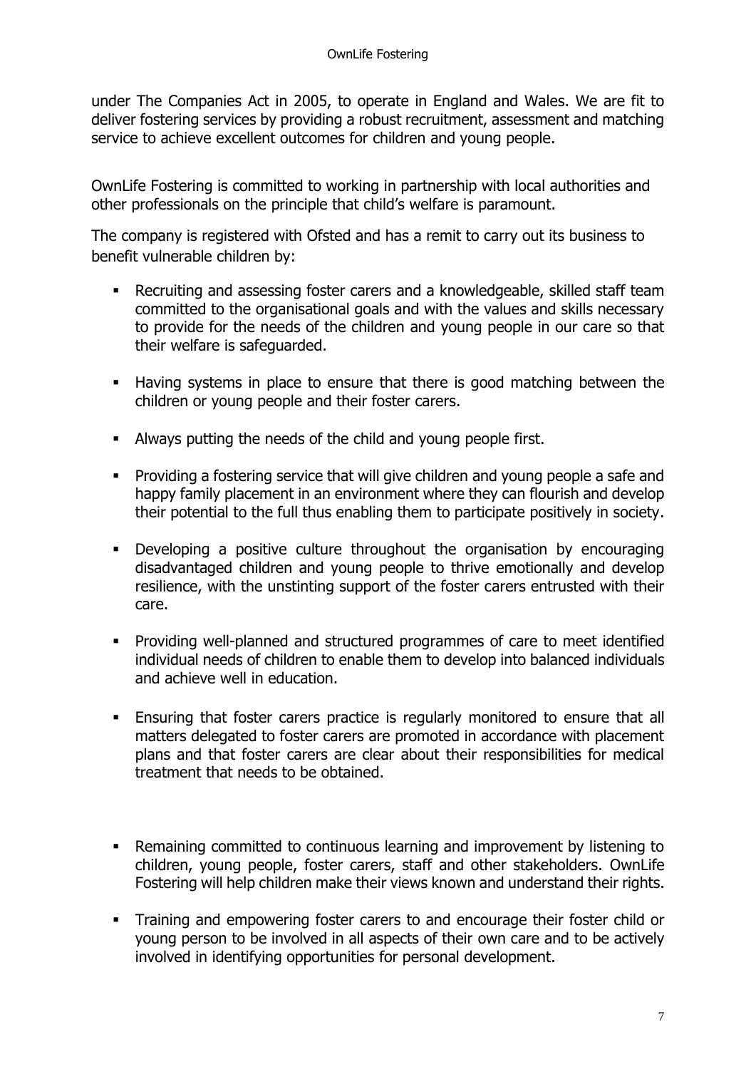under The Companies Act in 2005, to operate in England and Wales. We are fit to deliver fostering services by providing a robust recruitment, assessment and matching service to achieve excellent outcomes for children and young people.

OwnLife Fostering is committed to working in partnership with local authorities and other professionals on the principle that child's welfare is paramount.

The company is registered with Ofsted and has a remit to carry out its business to benefit vulnerable children by:

- Recruiting and assessing foster carers and a knowledgeable, skilled staff team committed to the organisational goals and with the values and skills necessary to provide for the needs of the children and young people in our care so that their welfare is safeguarded.
- Having systems in place to ensure that there is good matching between the children or young people and their foster carers.
- Always putting the needs of the child and young people first.
- Providing a fostering service that will give children and young people a safe and happy family placement in an environment where they can flourish and develop their potential to the full thus enabling them to participate positively in society.
- Developing a positive culture throughout the organisation by encouraging disadvantaged children and young people to thrive emotionally and develop resilience, with the unstinting support of the foster carers entrusted with their care.
- Providing well-planned and structured programmes of care to meet identified individual needs of children to enable them to develop into balanced individuals and achieve well in education.
- Ensuring that foster carers practice is regularly monitored to ensure that all matters delegated to foster carers are promoted in accordance with placement plans and that foster carers are clear about their responsibilities for medical treatment that needs to be obtained.
- Remaining committed to continuous learning and improvement by listening to children, young people, foster carers, staff and other stakeholders. OwnLife Fostering will help children make their views known and understand their rights.
- Training and empowering foster carers to and encourage their foster child or young person to be involved in all aspects of their own care and to be actively involved in identifying opportunities for personal development.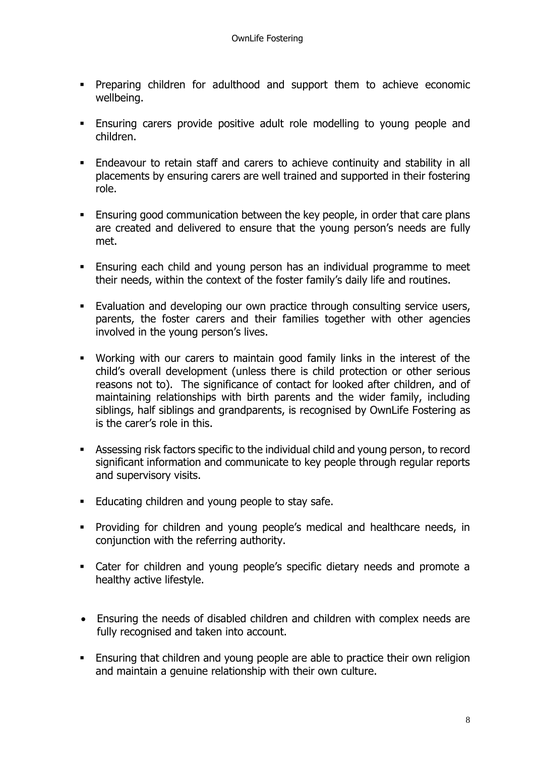- Preparing children for adulthood and support them to achieve economic wellbeing.

- Ensuring carers provide positive adult role modelling to young people and children.

- Endeavour to retain staff and carers to achieve continuity and stability in all placements by ensuring carers are well trained and supported in their fostering role.

- Ensuring good communication between the key people, in order that care plans are created and delivered to ensure that the young person's needs are fully met.

- Ensuring each child and young person has an individual programme to meet their needs, within the context of the foster family's daily life and routines.

- Evaluation and developing our own practice through consulting service users, parents, the foster carers and their families together with other agencies involved in the young person's lives.

- Working with our carers to maintain good family links in the interest of the child's overall development (unless there is child protection or other serious reasons not to). The significance of contact for looked after children, and of maintaining relationships with birth parents and the wider family, including siblings, half siblings and grandparents, is recognised by OwnLife Fostering as is the carer's role in this.

- Assessing risk factors specific to the individual child and young person, to record significant information and communicate to key people through regular reports and supervisory visits.

- Educating children and young people to stay safe.

- Providing for children and young people's medical and healthcare needs, in conjunction with the referring authority.

- Cater for children and young people's specific dietary needs and promote a healthy active lifestyle.

- Ensuring the needs of disabled children and children with complex needs are fully recognised and taken into account.

- Ensuring that children and young people are able to practice their own religion and maintain a genuine relationship with their own culture.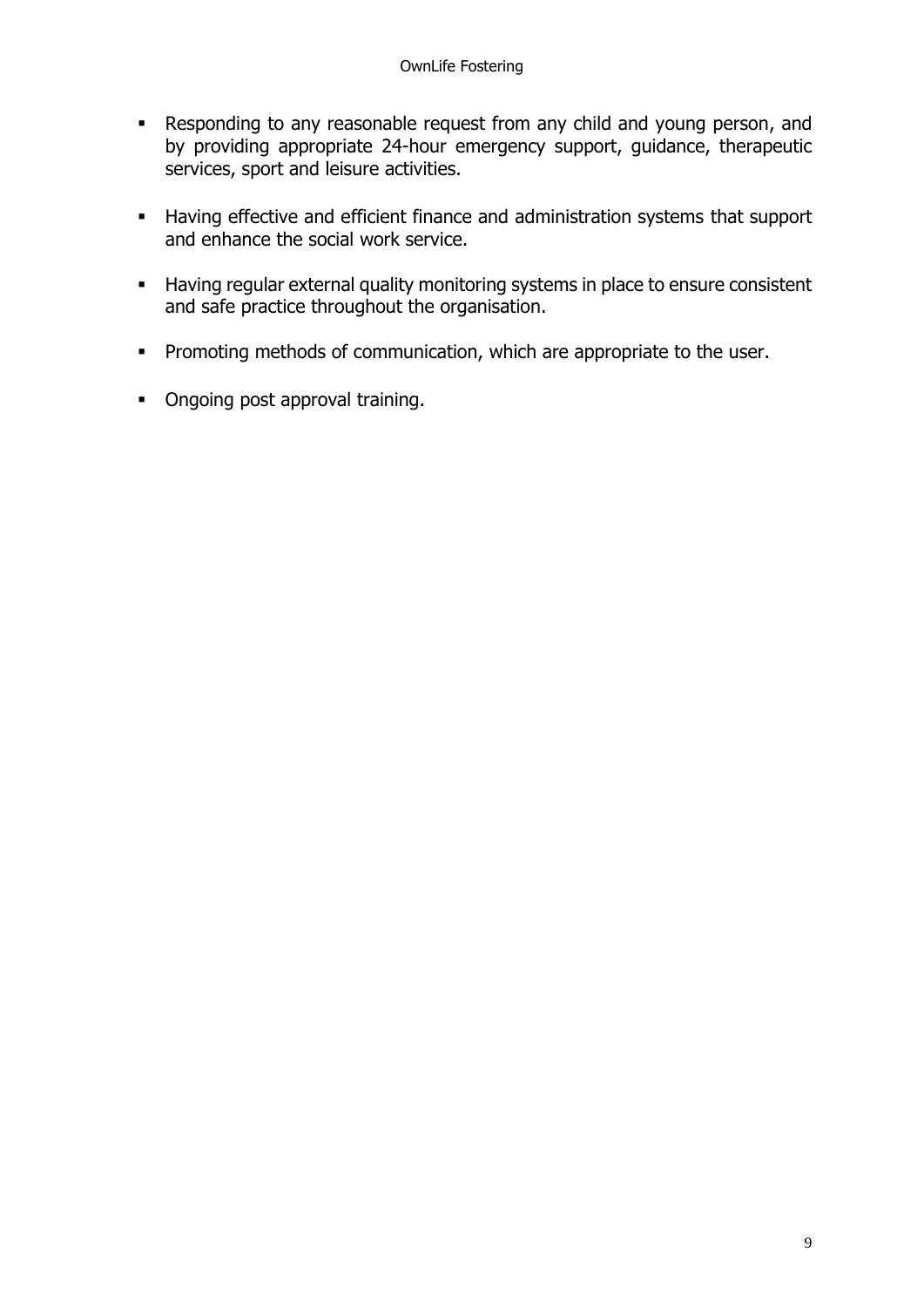- Responding to any reasonable request from any child and young person, and by providing appropriate 24-hour emergency support, guidance, therapeutic services, sport and leisure activities.

- Having effective and efficient finance and administration systems that support and enhance the social work service.

- Having regular external quality monitoring systems in place to ensure consistent and safe practice throughout the organisation.

- Promoting methods of communication, which are appropriate to the user.

- Ongoing post approval training.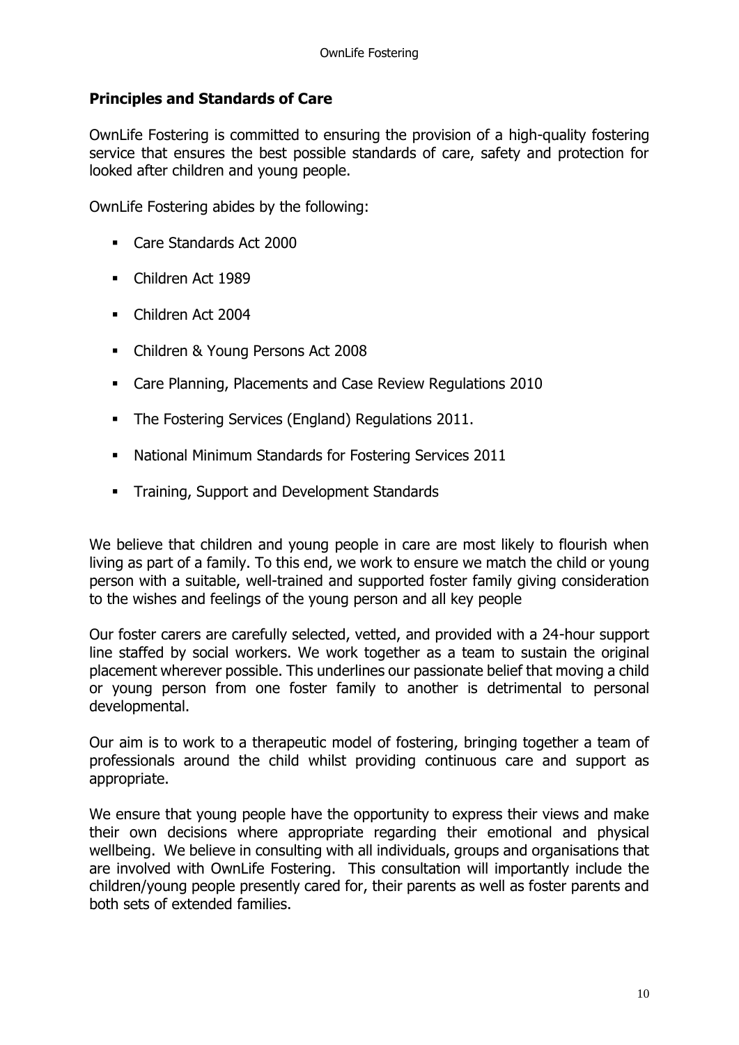## Principles and Standards of Care

OwnLife Fostering is committed to ensuring the provision of a high-quality fostering service that ensures the best possible standards of care, safety and protection for looked after children and young people.

OwnLife Fostering abides by the following:

- Care Standards Act 2000
- Children Act 1989
- Children Act 2004
- Children & Young Persons Act 2008
- Care Planning, Placements and Case Review Regulations 2010
- The Fostering Services (England) Regulations 2011.
- National Minimum Standards for Fostering Services 2011
- Training, Support and Development Standards

We believe that children and young people in care are most likely to flourish when living as part of a family. To this end, we work to ensure we match the child or young person with a suitable, well-trained and supported foster family giving consideration to the wishes and feelings of the young person and all key people

Our foster carers are carefully selected, vetted, and provided with a 24-hour support line staffed by social workers. We work together as a team to sustain the original placement wherever possible. This underlines our passionate belief that moving a child or young person from one foster family to another is detrimental to personal developmental.

Our aim is to work to a therapeutic model of fostering, bringing together a team of professionals around the child whilst providing continuous care and support as appropriate.

We ensure that young people have the opportunity to express their views and make their own decisions where appropriate regarding their emotional and physical wellbeing. We believe in consulting with all individuals, groups and organisations that are involved with OwnLife Fostering. This consultation will importantly include the children/young people presently cared for, their parents as well as foster parents and both sets of extended families.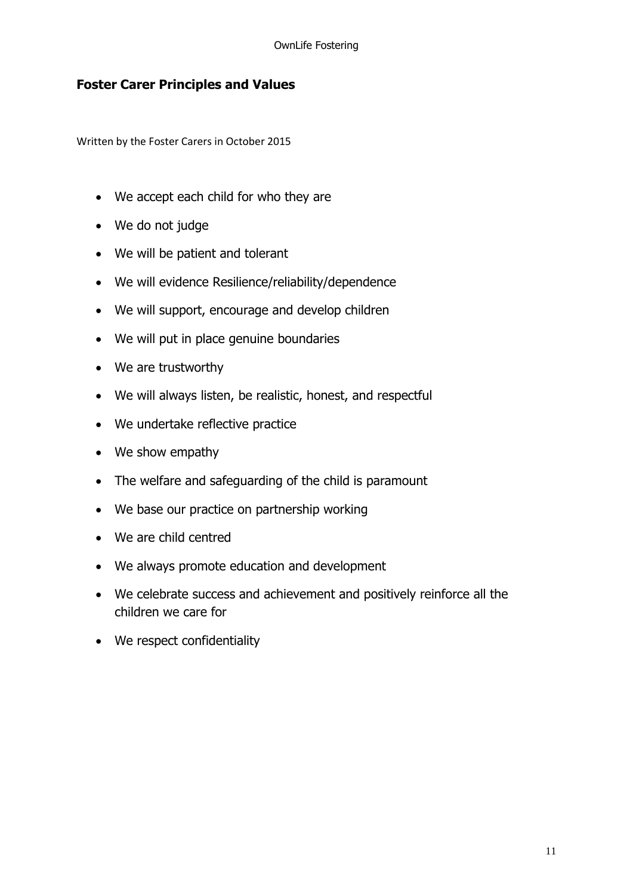## Foster Carer Principles and Values

Written by the Foster Carers in October 2015

- We accept each child for who they are
- We do not judge
- We will be patient and tolerant
- We will evidence Resilience/reliability/dependence
- We will support, encourage and develop children
- We will put in place genuine boundaries
- We are trustworthy
- We will always listen, be realistic, honest, and respectful
- We undertake reflective practice
- We show empathy
- The welfare and safeguarding of the child is paramount
- We base our practice on partnership working
- We are child centred
- We always promote education and development
- We celebrate success and achievement and positively reinforce all the children we care for
- We respect confidentiality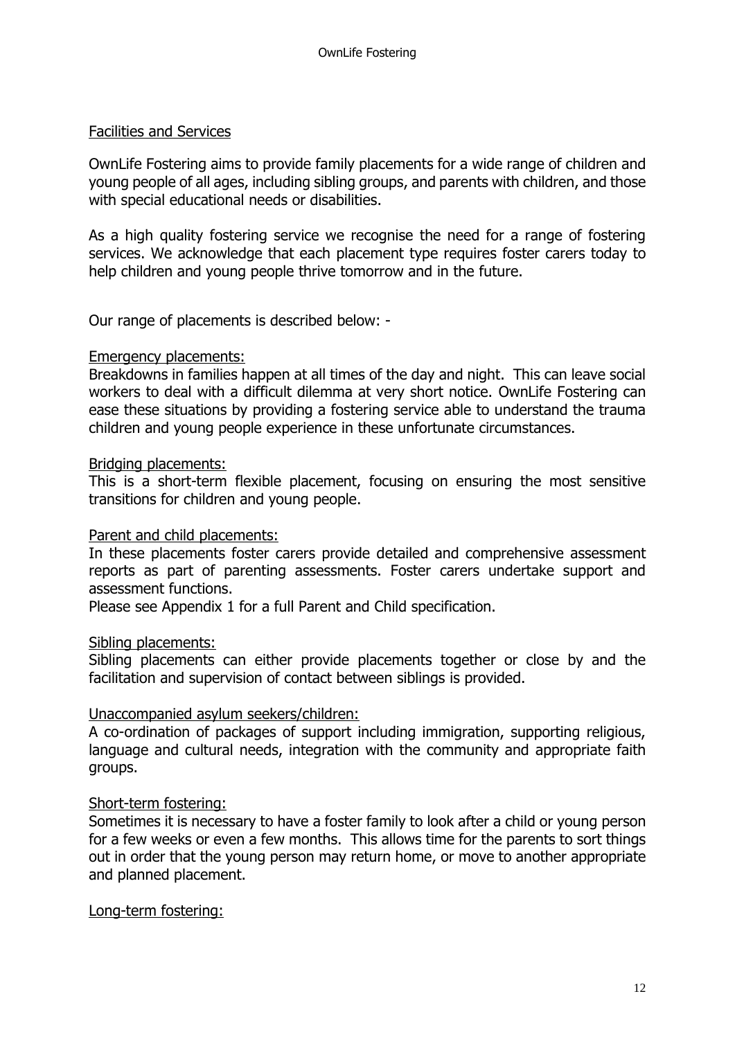## Facilities and Services

OwnLife Fostering aims to provide family placements for a wide range of children and young people of all ages, including sibling groups, and parents with children, and those with special educational needs or disabilities.

As a high quality fostering service we recognise the need for a range of fostering services. We acknowledge that each placement type requires foster carers today to help children and young people thrive tomorrow and in the future.

Our range of placements is described below: -

### Emergency placements:

Breakdowns in families happen at all times of the day and night. This can leave social workers to deal with a difficult dilemma at very short notice. OwnLife Fostering can ease these situations by providing a fostering service able to understand the trauma children and young people experience in these unfortunate circumstances.

### Bridging placements:

This is a short-term flexible placement, focusing on ensuring the most sensitive transitions for children and young people.

### Parent and child placements:

In these placements foster carers provide detailed and comprehensive assessment reports as part of parenting assessments. Foster carers undertake support and assessment functions.

Please see Appendix 1 for a full Parent and Child specification.

### Sibling placements:

Sibling placements can either provide placements together or close by and the facilitation and supervision of contact between siblings is provided.

### Unaccompanied asylum seekers/children:

A co-ordination of packages of support including immigration, supporting religious, language and cultural needs, integration with the community and appropriate faith groups.

### Short-term fostering:

Sometimes it is necessary to have a foster family to look after a child or young person for a few weeks or even a few months. This allows time for the parents to sort things out in order that the young person may return home, or move to another appropriate and planned placement.

### Long-term fostering: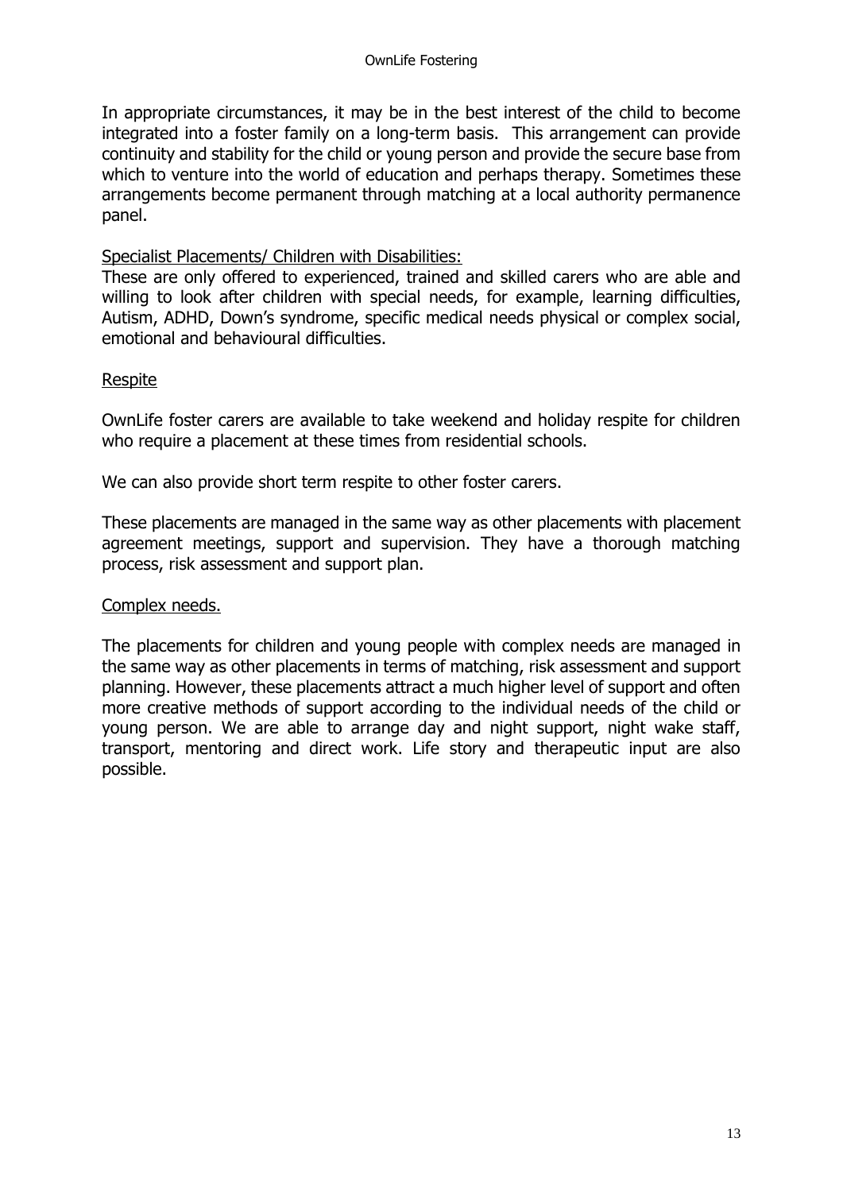In appropriate circumstances, it may be in the best interest of the child to become integrated into a foster family on a long-term basis. This arrangement can provide continuity and stability for the child or young person and provide the secure base from which to venture into the world of education and perhaps therapy. Sometimes these arrangements become permanent through matching at a local authority permanence panel.

<u>Specialist Placements/ Children with Disabilities:</u>

These are only offered to experienced, trained and skilled carers who are able and willing to look after children with special needs, for example, learning difficulties, Autism, ADHD, Down's syndrome, specific medical needs physical or complex social, emotional and behavioural difficulties.

<u>Respite</u>

OwnLife foster carers are available to take weekend and holiday respite for children who require a placement at these times from residential schools.

We can also provide short term respite to other foster carers.

These placements are managed in the same way as other placements with placement agreement meetings, support and supervision. They have a thorough matching process, risk assessment and support plan.

<u>Complex needs.</u>

The placements for children and young people with complex needs are managed in the same way as other placements in terms of matching, risk assessment and support planning. However, these placements attract a much higher level of support and often more creative methods of support according to the individual needs of the child or young person. We are able to arrange day and night support, night wake staff, transport, mentoring and direct work. Life story and therapeutic input are also possible.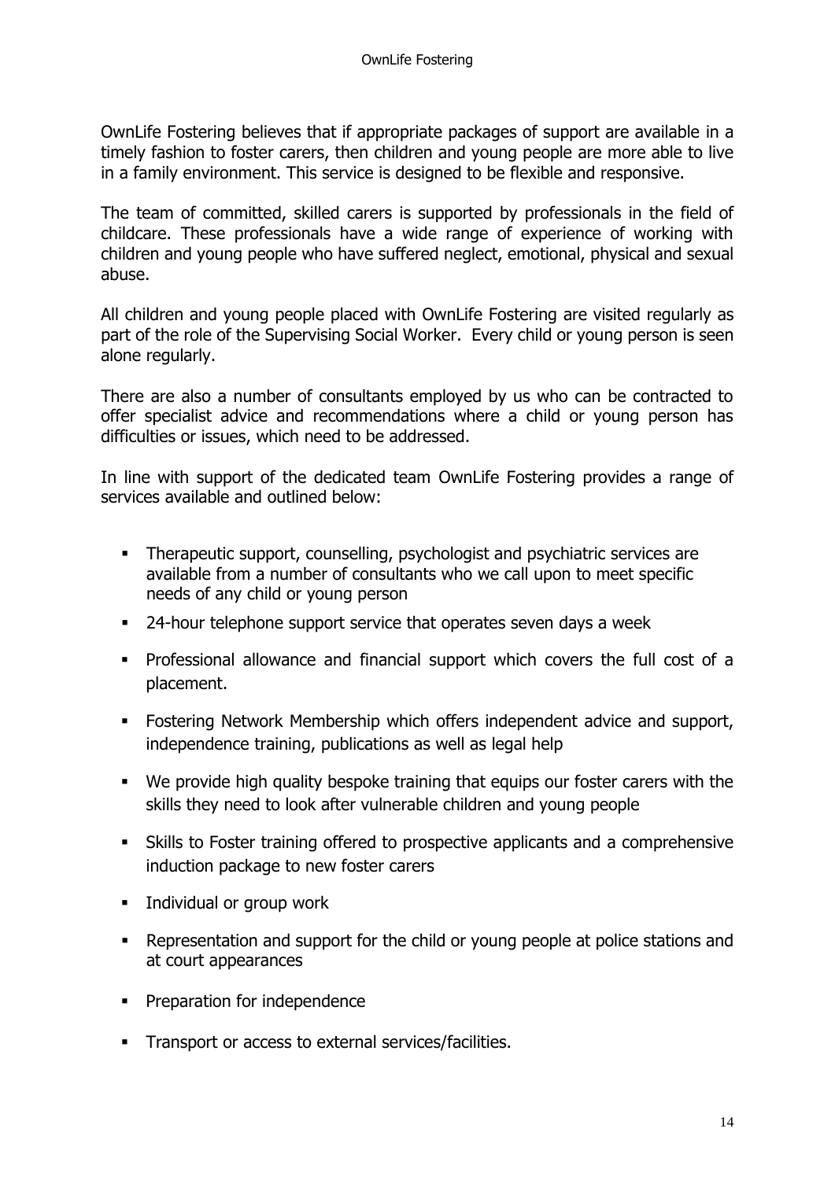OwnLife Fostering believes that if appropriate packages of support are available in a timely fashion to foster carers, then children and young people are more able to live in a family environment. This service is designed to be flexible and responsive.

The team of committed, skilled carers is supported by professionals in the field of childcare. These professionals have a wide range of experience of working with children and young people who have suffered neglect, emotional, physical and sexual abuse.

All children and young people placed with OwnLife Fostering are visited regularly as part of the role of the Supervising Social Worker. Every child or young person is seen alone regularly.

There are also a number of consultants employed by us who can be contracted to offer specialist advice and recommendations where a child or young person has difficulties or issues, which need to be addressed.

In line with support of the dedicated team OwnLife Fostering provides a range of services available and outlined below:

- Therapeutic support, counselling, psychologist and psychiatric services are available from a number of consultants who we call upon to meet specific needs of any child or young person
- 24-hour telephone support service that operates seven days a week
- Professional allowance and financial support which covers the full cost of a placement.
- Fostering Network Membership which offers independent advice and support, independence training, publications as well as legal help
- We provide high quality bespoke training that equips our foster carers with the skills they need to look after vulnerable children and young people
- Skills to Foster training offered to prospective applicants and a comprehensive induction package to new foster carers
- Individual or group work
- Representation and support for the child or young people at police stations and at court appearances
- Preparation for independence
- Transport or access to external services/facilities.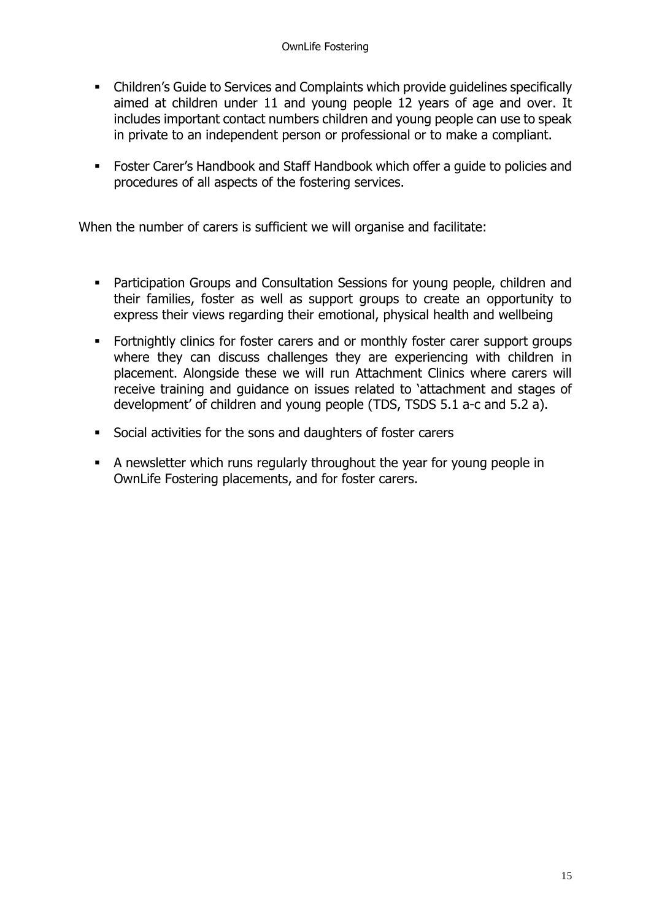- Children's Guide to Services and Complaints which provide guidelines specifically aimed at children under 11 and young people 12 years of age and over. It includes important contact numbers children and young people can use to speak in private to an independent person or professional or to make a compliant.

- Foster Carer's Handbook and Staff Handbook which offer a guide to policies and procedures of all aspects of the fostering services.

When the number of carers is sufficient we will organise and facilitate:

- Participation Groups and Consultation Sessions for young people, children and their families, foster as well as support groups to create an opportunity to express their views regarding their emotional, physical health and wellbeing

- Fortnightly clinics for foster carers and or monthly foster carer support groups where they can discuss challenges they are experiencing with children in placement. Alongside these we will run Attachment Clinics where carers will receive training and guidance on issues related to 'attachment and stages of development' of children and young people (TDS, TSDS 5.1 a-c and 5.2 a).

- Social activities for the sons and daughters of foster carers

- A newsletter which runs regularly throughout the year for young people in OwnLife Fostering placements, and for foster carers.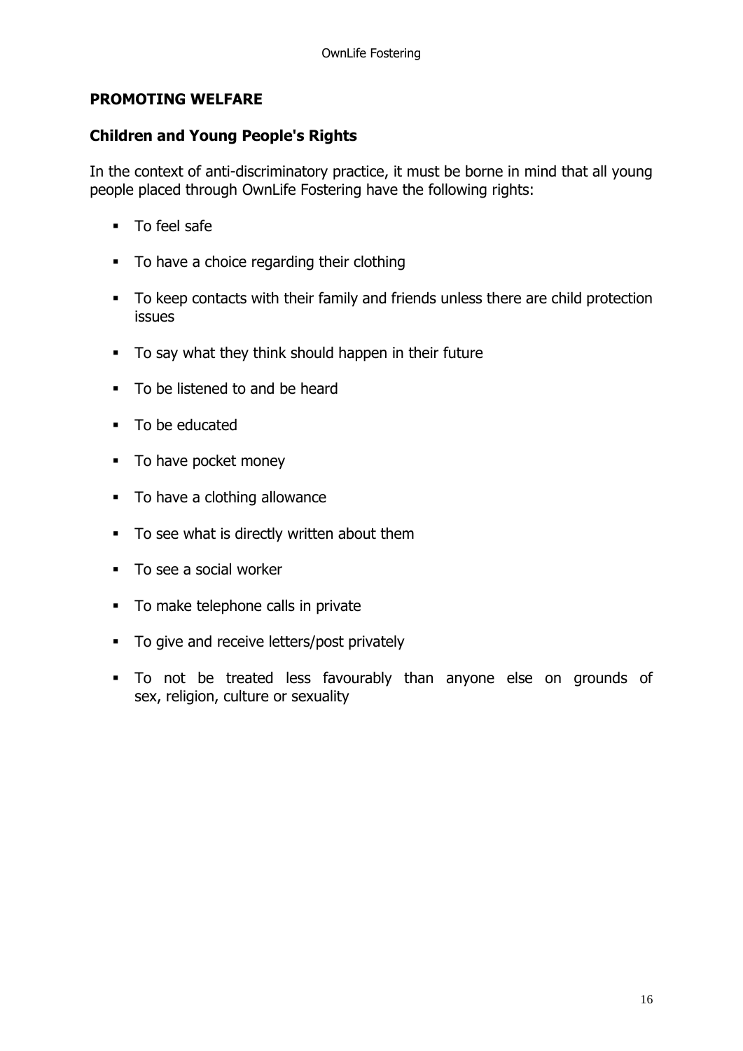## PROMOTING WELFARE

### Children and Young People's Rights

In the context of anti-discriminatory practice, it must be borne in mind that all young people placed through OwnLife Fostering have the following rights:

- To feel safe
- To have a choice regarding their clothing
- To keep contacts with their family and friends unless there are child protection issues
- To say what they think should happen in their future
- To be listened to and be heard
- To be educated
- To have pocket money
- To have a clothing allowance
- To see what is directly written about them
- To see a social worker
- To make telephone calls in private
- To give and receive letters/post privately
- To not be treated less favourably than anyone else on grounds of sex, religion, culture or sexuality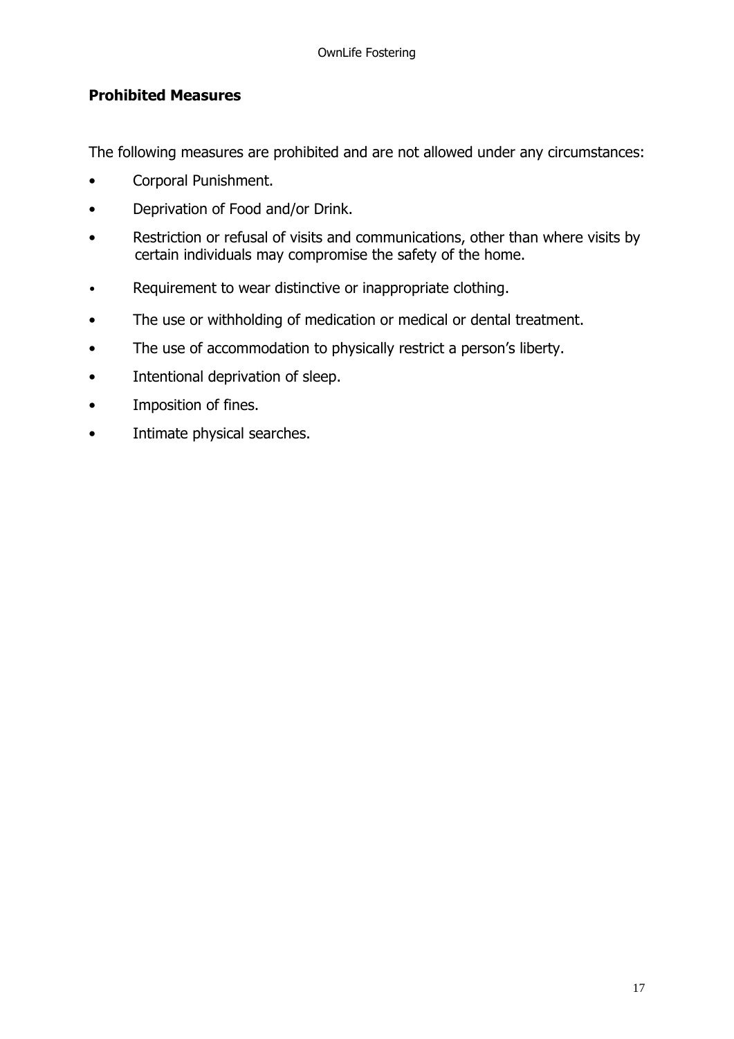## Prohibited Measures

The following measures are prohibited and are not allowed under any circumstances:

- Corporal Punishment.
- Deprivation of Food and/or Drink.
- Restriction or refusal of visits and communications, other than where visits by certain individuals may compromise the safety of the home.
- Requirement to wear distinctive or inappropriate clothing.
- The use or withholding of medication or medical or dental treatment.
- The use of accommodation to physically restrict a person's liberty.
- Intentional deprivation of sleep.
- Imposition of fines.
- Intimate physical searches.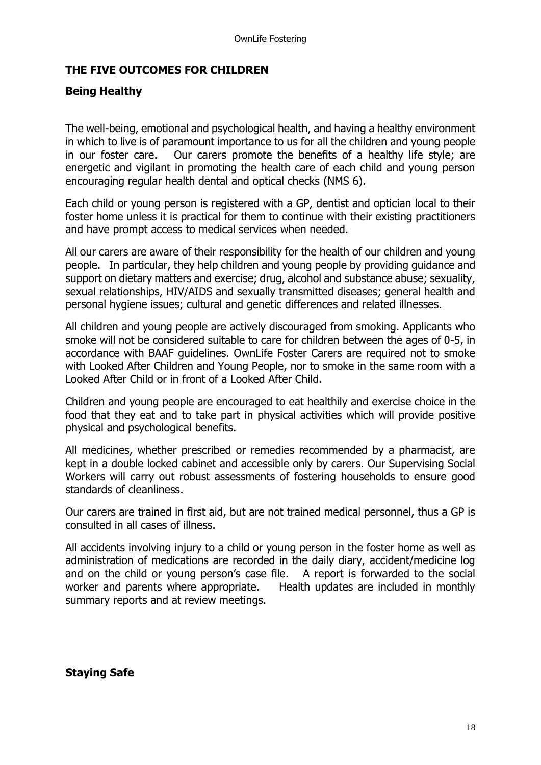## THE FIVE OUTCOMES FOR CHILDREN

### Being Healthy

The well-being, emotional and psychological health, and having a healthy environment in which to live is of paramount importance to us for all the children and young people in our foster care. Our carers promote the benefits of a healthy life style; are energetic and vigilant in promoting the health care of each child and young person encouraging regular health dental and optical checks (NMS 6).

Each child or young person is registered with a GP, dentist and optician local to their foster home unless it is practical for them to continue with their existing practitioners and have prompt access to medical services when needed.

All our carers are aware of their responsibility for the health of our children and young people. In particular, they help children and young people by providing guidance and support on dietary matters and exercise; drug, alcohol and substance abuse; sexuality, sexual relationships, HIV/AIDS and sexually transmitted diseases; general health and personal hygiene issues; cultural and genetic differences and related illnesses.

All children and young people are actively discouraged from smoking. Applicants who smoke will not be considered suitable to care for children between the ages of 0-5, in accordance with BAAF guidelines. OwnLife Foster Carers are required not to smoke with Looked After Children and Young People, nor to smoke in the same room with a Looked After Child or in front of a Looked After Child.

Children and young people are encouraged to eat healthily and exercise choice in the food that they eat and to take part in physical activities which will provide positive physical and psychological benefits.

All medicines, whether prescribed or remedies recommended by a pharmacist, are kept in a double locked cabinet and accessible only by carers. Our Supervising Social Workers will carry out robust assessments of fostering households to ensure good standards of cleanliness.

Our carers are trained in first aid, but are not trained medical personnel, thus a GP is consulted in all cases of illness.

All accidents involving injury to a child or young person in the foster home as well as administration of medications are recorded in the daily diary, accident/medicine log and on the child or young person's case file. A report is forwarded to the social worker and parents where appropriate. Health updates are included in monthly summary reports and at review meetings.

### Staying Safe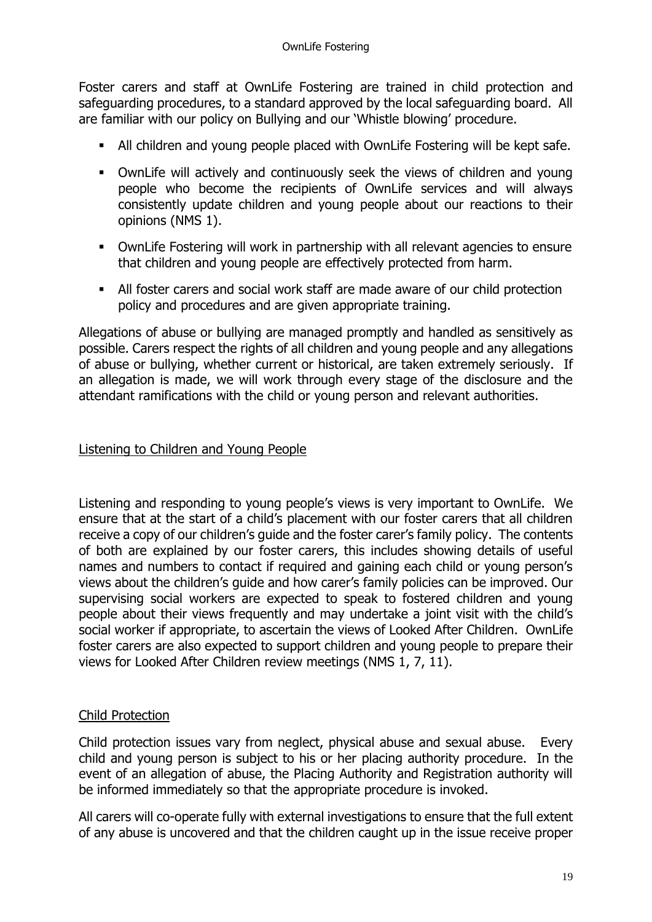Foster carers and staff at OwnLife Fostering are trained in child protection and safeguarding procedures, to a standard approved by the local safeguarding board. All are familiar with our policy on Bullying and our 'Whistle blowing' procedure.

- All children and young people placed with OwnLife Fostering will be kept safe.
- OwnLife will actively and continuously seek the views of children and young people who become the recipients of OwnLife services and will always consistently update children and young people about our reactions to their opinions (NMS 1).
- OwnLife Fostering will work in partnership with all relevant agencies to ensure that children and young people are effectively protected from harm.
- All foster carers and social work staff are made aware of our child protection policy and procedures and are given appropriate training.

Allegations of abuse or bullying are managed promptly and handled as sensitively as possible. Carers respect the rights of all children and young people and any allegations of abuse or bullying, whether current or historical, are taken extremely seriously. If an allegation is made, we will work through every stage of the disclosure and the attendant ramifications with the child or young person and relevant authorities.

## Listening to Children and Young People

Listening and responding to young people's views is very important to OwnLife. We ensure that at the start of a child's placement with our foster carers that all children receive a copy of our children's guide and the foster carer's family policy. The contents of both are explained by our foster carers, this includes showing details of useful names and numbers to contact if required and gaining each child or young person's views about the children's guide and how carer's family policies can be improved. Our supervising social workers are expected to speak to fostered children and young people about their views frequently and may undertake a joint visit with the child's social worker if appropriate, to ascertain the views of Looked After Children. OwnLife foster carers are also expected to support children and young people to prepare their views for Looked After Children review meetings (NMS 1, 7, 11).

## Child Protection

Child protection issues vary from neglect, physical abuse and sexual abuse. Every child and young person is subject to his or her placing authority procedure. In the event of an allegation of abuse, the Placing Authority and Registration authority will be informed immediately so that the appropriate procedure is invoked.

All carers will co-operate fully with external investigations to ensure that the full extent of any abuse is uncovered and that the children caught up in the issue receive proper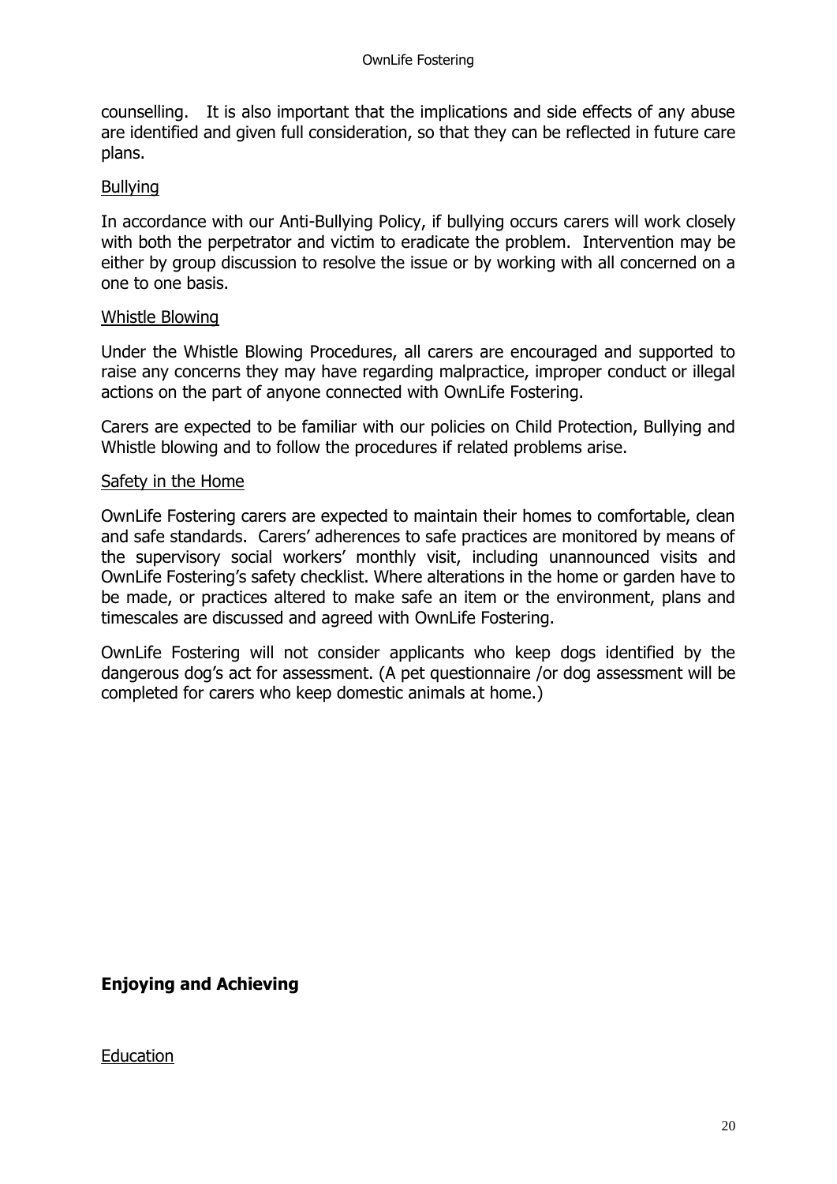counselling. It is also important that the implications and side effects of any abuse are identified and given full consideration, so that they can be reflected in future care plans.

Bullying

In accordance with our Anti-Bullying Policy, if bullying occurs carers will work closely with both the perpetrator and victim to eradicate the problem. Intervention may be either by group discussion to resolve the issue or by working with all concerned on a one to one basis.

Whistle Blowing

Under the Whistle Blowing Procedures, all carers are encouraged and supported to raise any concerns they may have regarding malpractice, improper conduct or illegal actions on the part of anyone connected with OwnLife Fostering.

Carers are expected to be familiar with our policies on Child Protection, Bullying and Whistle blowing and to follow the procedures if related problems arise.

Safety in the Home

OwnLife Fostering carers are expected to maintain their homes to comfortable, clean and safe standards. Carers' adherences to safe practices are monitored by means of the supervisory social workers' monthly visit, including unannounced visits and OwnLife Fostering's safety checklist. Where alterations in the home or garden have to be made, or practices altered to make safe an item or the environment, plans and timescales are discussed and agreed with OwnLife Fostering.

OwnLife Fostering will not consider applicants who keep dogs identified by the dangerous dog's act for assessment. (A pet questionnaire /or dog assessment will be completed for carers who keep domestic animals at home.)

## Enjoying and Achieving

Education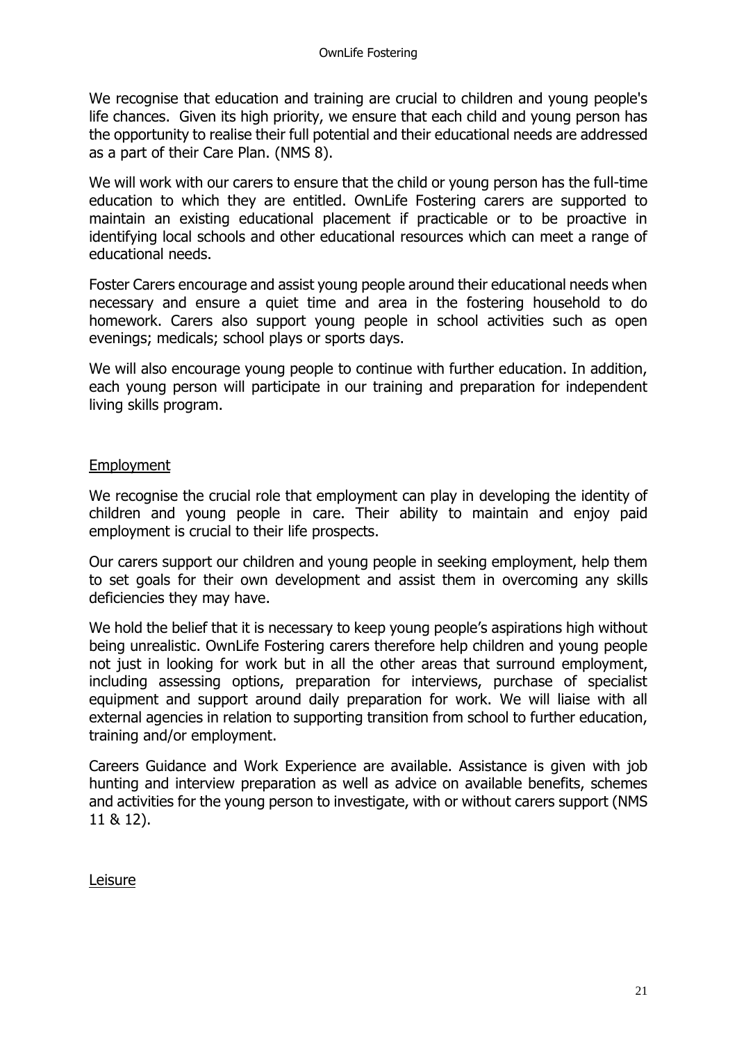We recognise that education and training are crucial to children and young people's life chances. Given its high priority, we ensure that each child and young person has the opportunity to realise their full potential and their educational needs are addressed as a part of their Care Plan. (NMS 8).

We will work with our carers to ensure that the child or young person has the full-time education to which they are entitled. OwnLife Fostering carers are supported to maintain an existing educational placement if practicable or to be proactive in identifying local schools and other educational resources which can meet a range of educational needs.

Foster Carers encourage and assist young people around their educational needs when necessary and ensure a quiet time and area in the fostering household to do homework. Carers also support young people in school activities such as open evenings; medicals; school plays or sports days.

We will also encourage young people to continue with further education. In addition, each young person will participate in our training and preparation for independent living skills program.

## Employment

We recognise the crucial role that employment can play in developing the identity of children and young people in care. Their ability to maintain and enjoy paid employment is crucial to their life prospects.

Our carers support our children and young people in seeking employment, help them to set goals for their own development and assist them in overcoming any skills deficiencies they may have.

We hold the belief that it is necessary to keep young people's aspirations high without being unrealistic. OwnLife Fostering carers therefore help children and young people not just in looking for work but in all the other areas that surround employment, including assessing options, preparation for interviews, purchase of specialist equipment and support around daily preparation for work. We will liaise with all external agencies in relation to supporting transition from school to further education, training and/or employment.

Careers Guidance and Work Experience are available. Assistance is given with job hunting and interview preparation as well as advice on available benefits, schemes and activities for the young person to investigate, with or without carers support (NMS 11 & 12).

## Leisure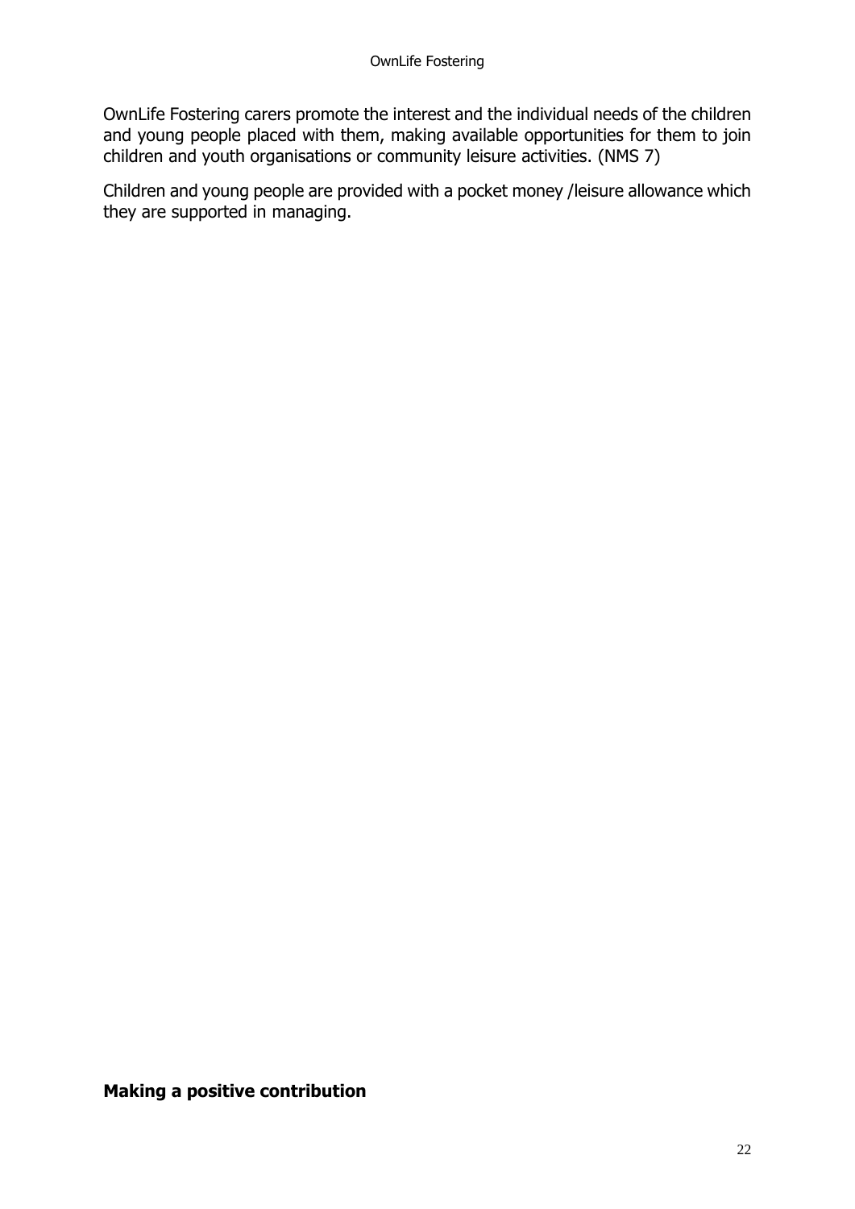OwnLife Fostering carers promote the interest and the individual needs of the children and young people placed with them, making available opportunities for them to join children and youth organisations or community leisure activities. (NMS 7)

Children and young people are provided with a pocket money /leisure allowance which they are supported in managing.

## Making a positive contribution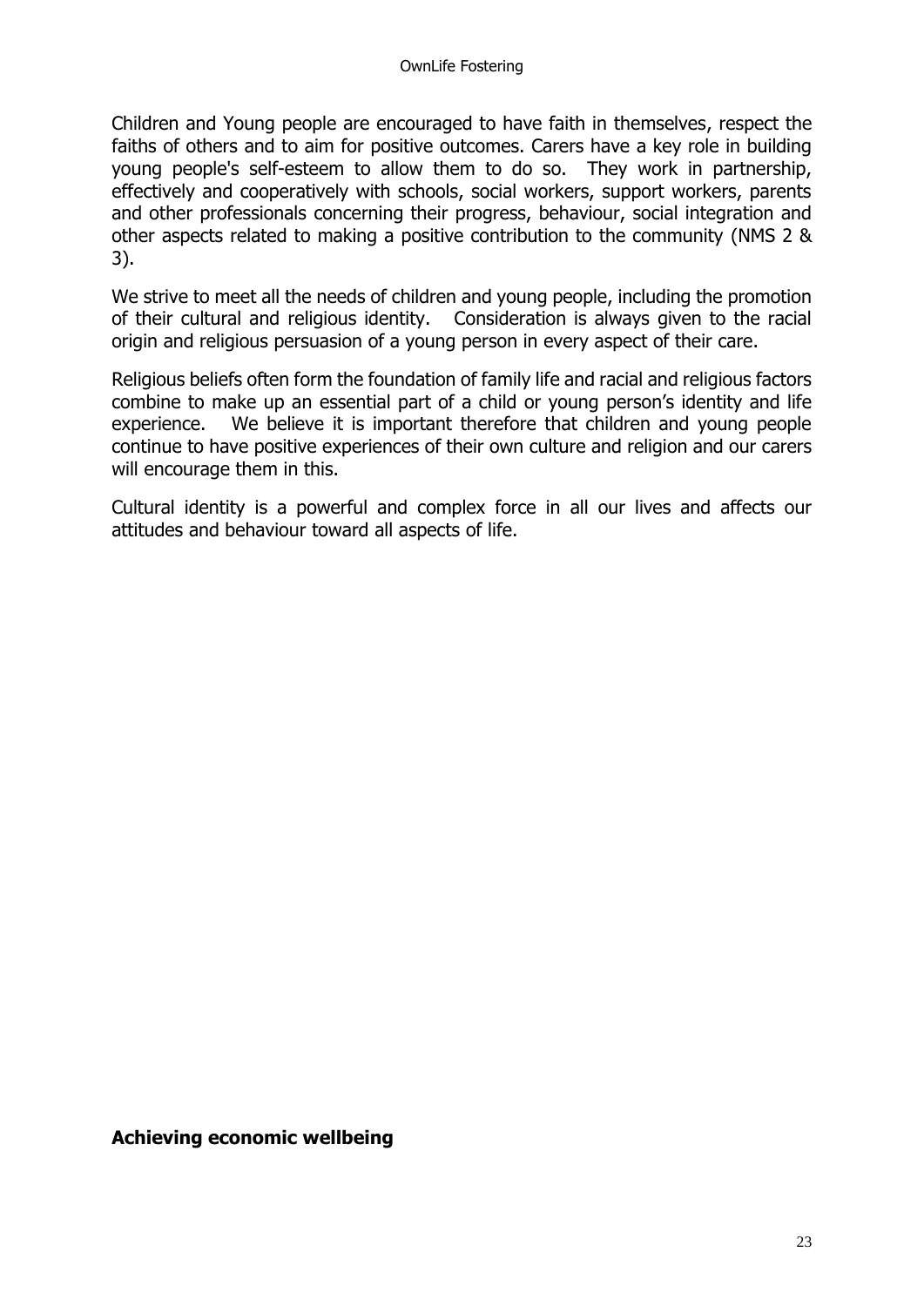Children and Young people are encouraged to have faith in themselves, respect the faiths of others and to aim for positive outcomes. Carers have a key role in building young people's self-esteem to allow them to do so. They work in partnership, effectively and cooperatively with schools, social workers, support workers, parents and other professionals concerning their progress, behaviour, social integration and other aspects related to making a positive contribution to the community (NMS 2 & 3).

We strive to meet all the needs of children and young people, including the promotion of their cultural and religious identity. Consideration is always given to the racial origin and religious persuasion of a young person in every aspect of their care.

Religious beliefs often form the foundation of family life and racial and religious factors combine to make up an essential part of a child or young person's identity and life experience. We believe it is important therefore that children and young people continue to have positive experiences of their own culture and religion and our carers will encourage them in this.

Cultural identity is a powerful and complex force in all our lives and affects our attitudes and behaviour toward all aspects of life.

**Achieving economic wellbeing**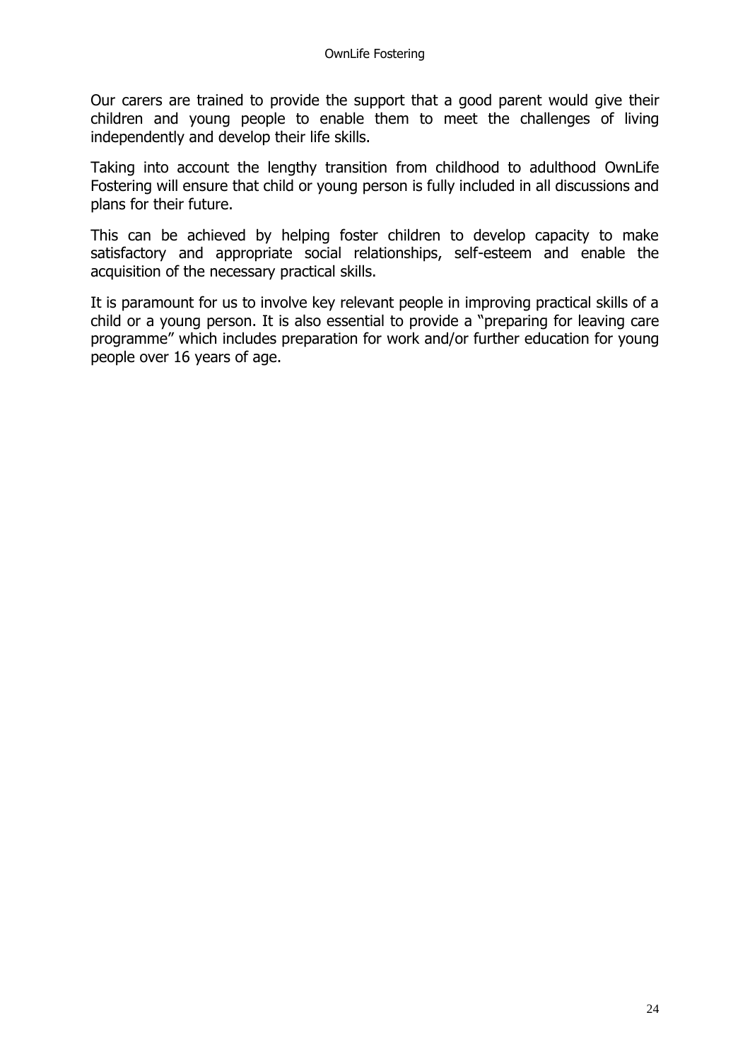Our carers are trained to provide the support that a good parent would give their children and young people to enable them to meet the challenges of living independently and develop their life skills.

Taking into account the lengthy transition from childhood to adulthood OwnLife Fostering will ensure that child or young person is fully included in all discussions and plans for their future.

This can be achieved by helping foster children to develop capacity to make satisfactory and appropriate social relationships, self-esteem and enable the acquisition of the necessary practical skills.

It is paramount for us to involve key relevant people in improving practical skills of a child or a young person. It is also essential to provide a "preparing for leaving care programme" which includes preparation for work and/or further education for young people over 16 years of age.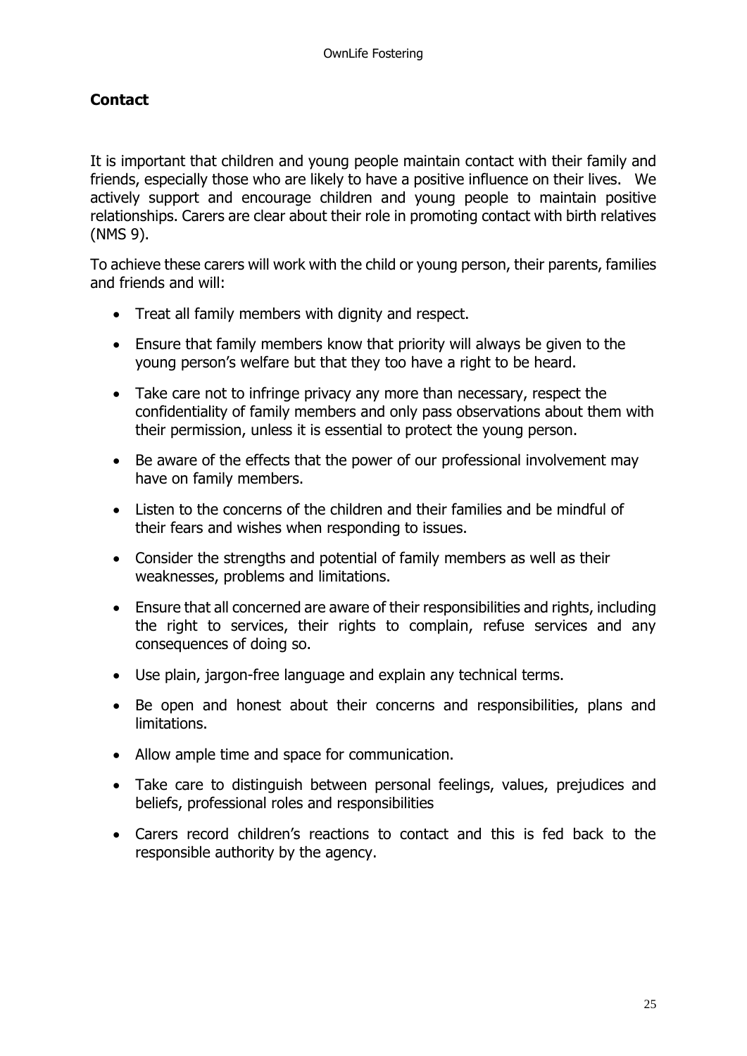## Contact

It is important that children and young people maintain contact with their family and friends, especially those who are likely to have a positive influence on their lives. We actively support and encourage children and young people to maintain positive relationships. Carers are clear about their role in promoting contact with birth relatives (NMS 9).

To achieve these carers will work with the child or young person, their parents, families and friends and will:

- Treat all family members with dignity and respect.
- Ensure that family members know that priority will always be given to the young person's welfare but that they too have a right to be heard.
- Take care not to infringe privacy any more than necessary, respect the confidentiality of family members and only pass observations about them with their permission, unless it is essential to protect the young person.
- Be aware of the effects that the power of our professional involvement may have on family members.
- Listen to the concerns of the children and their families and be mindful of their fears and wishes when responding to issues.
- Consider the strengths and potential of family members as well as their weaknesses, problems and limitations.
- Ensure that all concerned are aware of their responsibilities and rights, including the right to services, their rights to complain, refuse services and any consequences of doing so.
- Use plain, jargon-free language and explain any technical terms.
- Be open and honest about their concerns and responsibilities, plans and limitations.
- Allow ample time and space for communication.
- Take care to distinguish between personal feelings, values, prejudices and beliefs, professional roles and responsibilities
- Carers record children's reactions to contact and this is fed back to the responsible authority by the agency.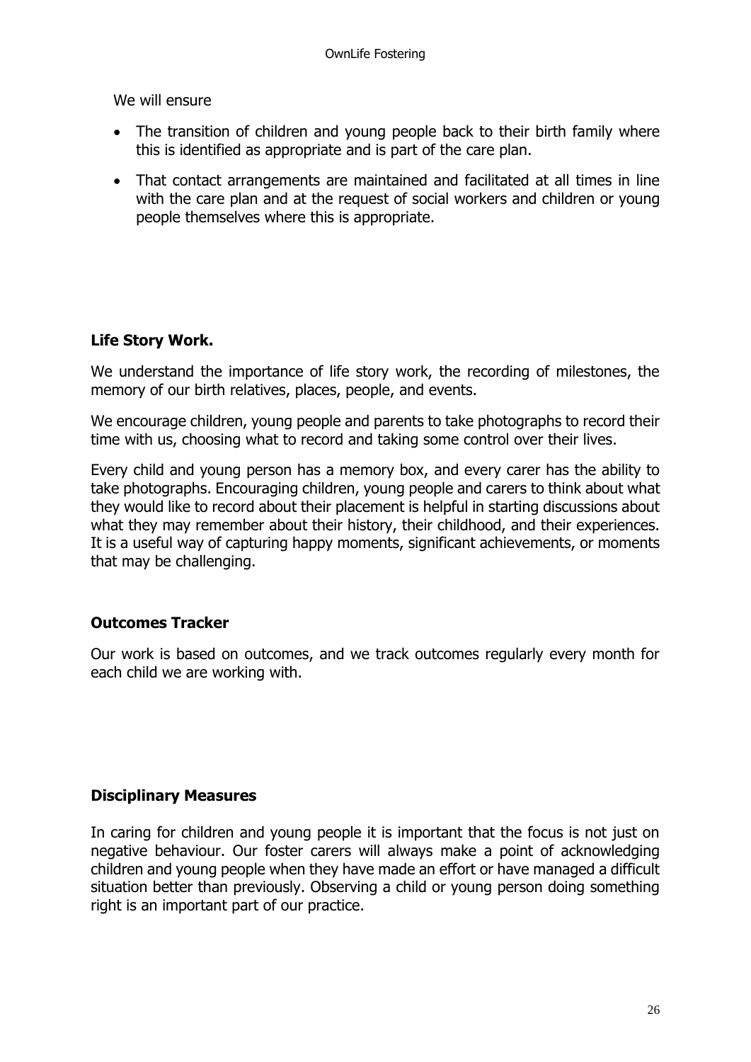We will ensure

- The transition of children and young people back to their birth family where this is identified as appropriate and is part of the care plan.
- That contact arrangements are maintained and facilitated at all times in line with the care plan and at the request of social workers and children or young people themselves where this is appropriate.

**Life Story Work.**

We understand the importance of life story work, the recording of milestones, the memory of our birth relatives, places, people, and events.

We encourage children, young people and parents to take photographs to record their time with us, choosing what to record and taking some control over their lives.

Every child and young person has a memory box, and every carer has the ability to take photographs. Encouraging children, young people and carers to think about what they would like to record about their placement is helpful in starting discussions about what they may remember about their history, their childhood, and their experiences. It is a useful way of capturing happy moments, significant achievements, or moments that may be challenging.

**Outcomes Tracker**

Our work is based on outcomes, and we track outcomes regularly every month for each child we are working with.

**Disciplinary Measures**

In caring for children and young people it is important that the focus is not just on negative behaviour. Our foster carers will always make a point of acknowledging children and young people when they have made an effort or have managed a difficult situation better than previously. Observing a child or young person doing something right is an important part of our practice.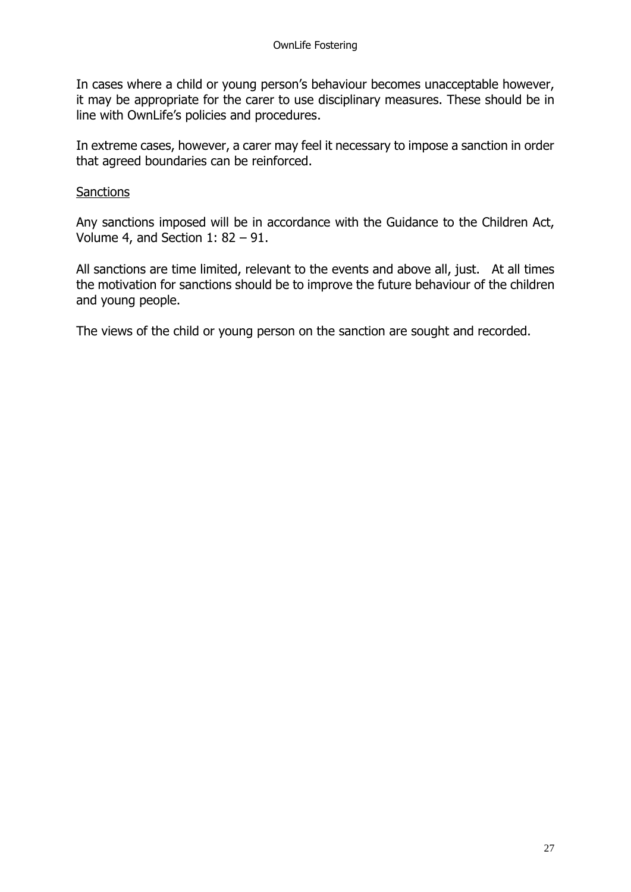In cases where a child or young person's behaviour becomes unacceptable however, it may be appropriate for the carer to use disciplinary measures. These should be in line with OwnLife's policies and procedures.

In extreme cases, however, a carer may feel it necessary to impose a sanction in order that agreed boundaries can be reinforced.

<u>Sanctions</u>

Any sanctions imposed will be in accordance with the Guidance to the Children Act, Volume 4, and Section 1: 82 – 91.

All sanctions are time limited, relevant to the events and above all, just. At all times the motivation for sanctions should be to improve the future behaviour of the children and young people.

The views of the child or young person on the sanction are sought and recorded.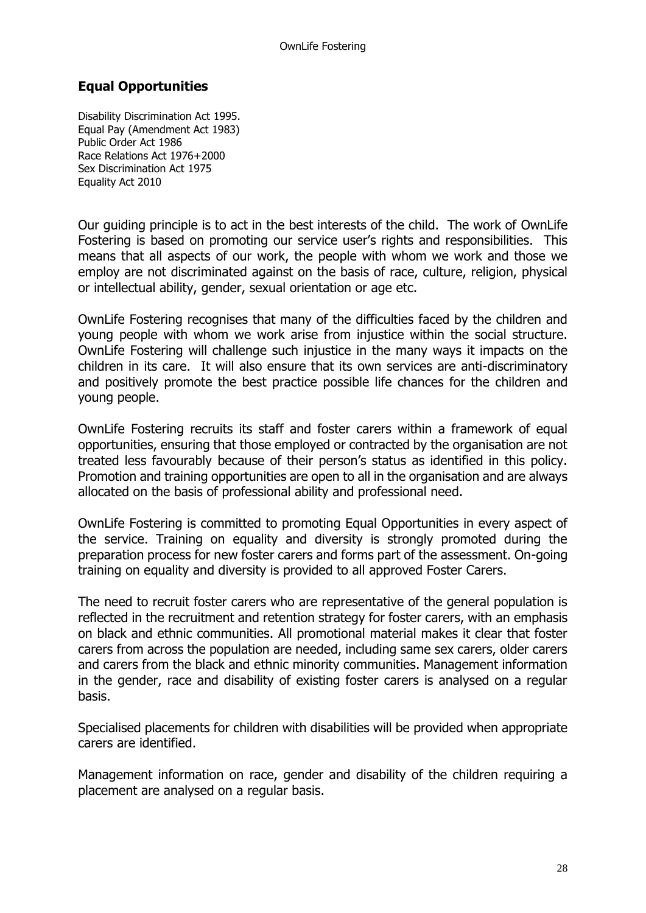## Equal Opportunities

Disability Discrimination Act 1995.
Equal Pay (Amendment Act 1983)
Public Order Act 1986
Race Relations Act 1976+2000
Sex Discrimination Act 1975
Equality Act 2010

Our guiding principle is to act in the best interests of the child. The work of OwnLife Fostering is based on promoting our service user's rights and responsibilities. This means that all aspects of our work, the people with whom we work and those we employ are not discriminated against on the basis of race, culture, religion, physical or intellectual ability, gender, sexual orientation or age etc.

OwnLife Fostering recognises that many of the difficulties faced by the children and young people with whom we work arise from injustice within the social structure. OwnLife Fostering will challenge such injustice in the many ways it impacts on the children in its care. It will also ensure that its own services are anti-discriminatory and positively promote the best practice possible life chances for the children and young people.

OwnLife Fostering recruits its staff and foster carers within a framework of equal opportunities, ensuring that those employed or contracted by the organisation are not treated less favourably because of their person's status as identified in this policy. Promotion and training opportunities are open to all in the organisation and are always allocated on the basis of professional ability and professional need.

OwnLife Fostering is committed to promoting Equal Opportunities in every aspect of the service. Training on equality and diversity is strongly promoted during the preparation process for new foster carers and forms part of the assessment. On-going training on equality and diversity is provided to all approved Foster Carers.

The need to recruit foster carers who are representative of the general population is reflected in the recruitment and retention strategy for foster carers, with an emphasis on black and ethnic communities. All promotional material makes it clear that foster carers from across the population are needed, including same sex carers, older carers and carers from the black and ethnic minority communities. Management information in the gender, race and disability of existing foster carers is analysed on a regular basis.

Specialised placements for children with disabilities will be provided when appropriate carers are identified.

Management information on race, gender and disability of the children requiring a placement are analysed on a regular basis.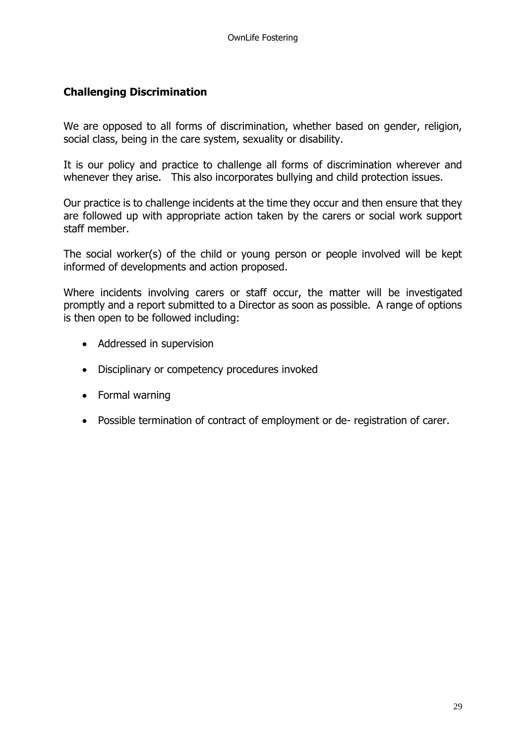## Challenging Discrimination

We are opposed to all forms of discrimination, whether based on gender, religion, social class, being in the care system, sexuality or disability.

It is our policy and practice to challenge all forms of discrimination wherever and whenever they arise.   This also incorporates bullying and child protection issues.

Our practice is to challenge incidents at the time they occur and then ensure that they are followed up with appropriate action taken by the carers or social work support staff member.

The social worker(s) of the child or young person or people involved will be kept informed of developments and action proposed.

Where incidents involving carers or staff occur, the matter will be investigated promptly and a report submitted to a Director as soon as possible.  A range of options is then open to be followed including:

- Addressed in supervision
- Disciplinary or competency procedures invoked
- Formal warning
- Possible termination of contract of employment or de- registration of carer.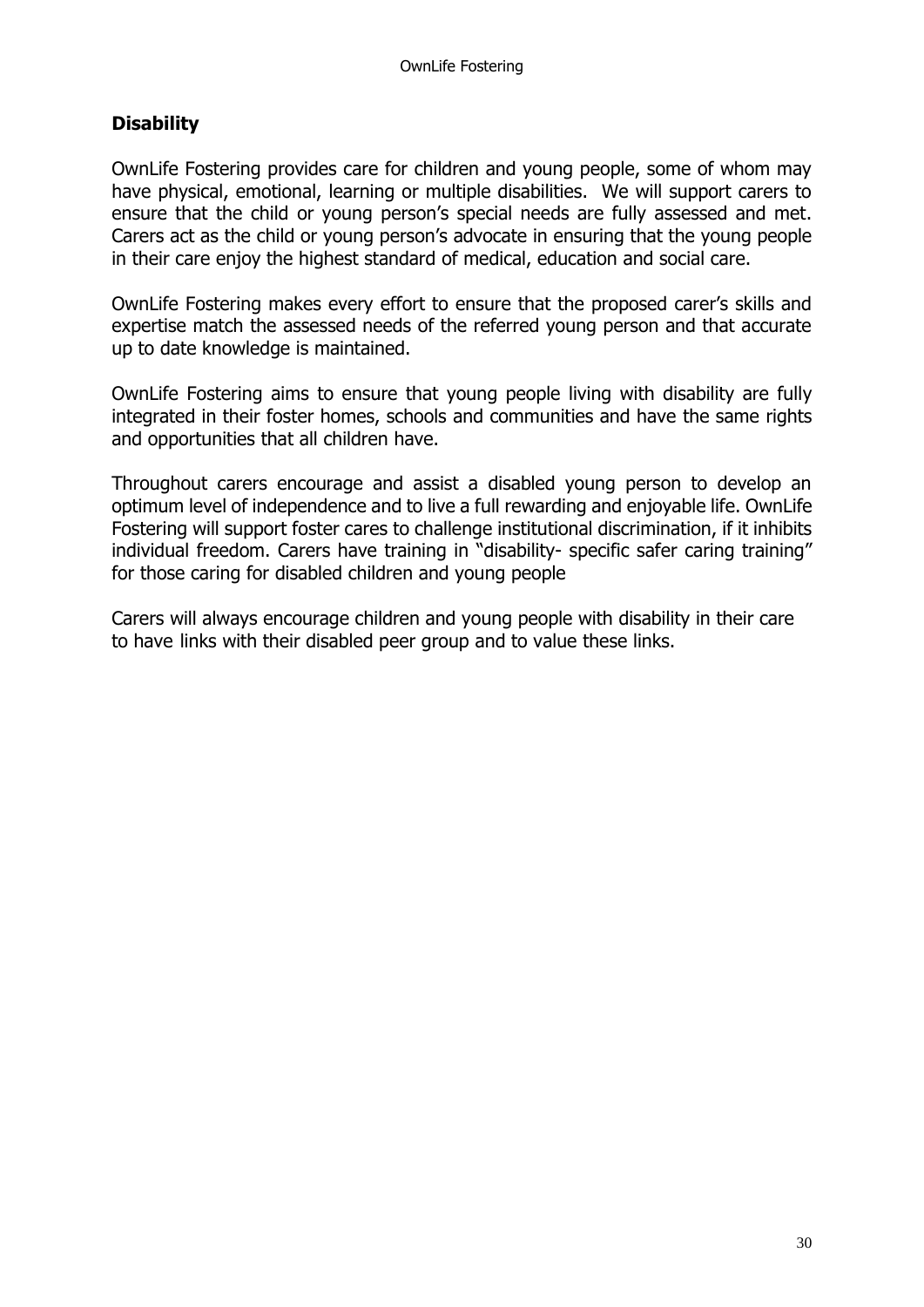## Disability

OwnLife Fostering provides care for children and young people, some of whom may have physical, emotional, learning or multiple disabilities. We will support carers to ensure that the child or young person's special needs are fully assessed and met. Carers act as the child or young person's advocate in ensuring that the young people in their care enjoy the highest standard of medical, education and social care.

OwnLife Fostering makes every effort to ensure that the proposed carer's skills and expertise match the assessed needs of the referred young person and that accurate up to date knowledge is maintained.

OwnLife Fostering aims to ensure that young people living with disability are fully integrated in their foster homes, schools and communities and have the same rights and opportunities that all children have.

Throughout carers encourage and assist a disabled young person to develop an optimum level of independence and to live a full rewarding and enjoyable life. OwnLife Fostering will support foster cares to challenge institutional discrimination, if it inhibits individual freedom. Carers have training in "disability- specific safer caring training" for those caring for disabled children and young people

Carers will always encourage children and young people with disability in their care to have links with their disabled peer group and to value these links.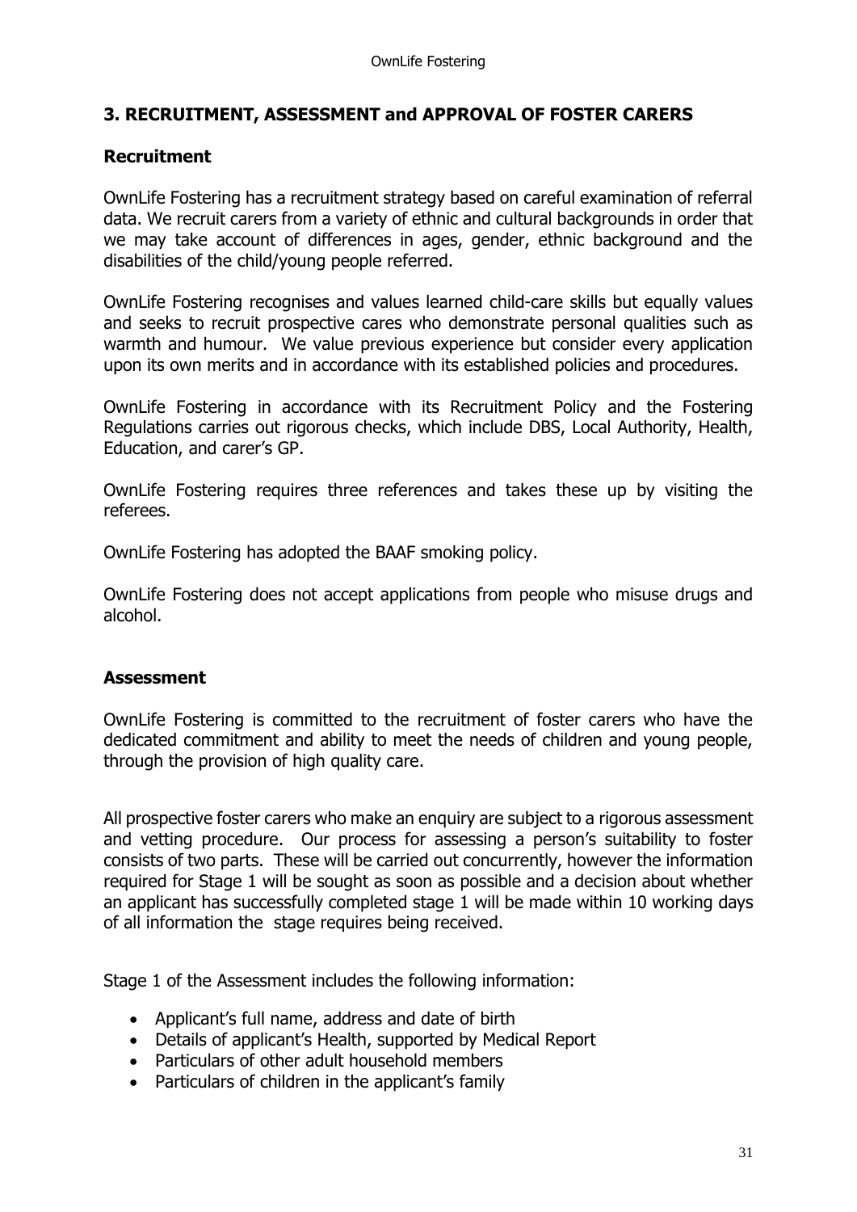## 3. RECRUITMENT, ASSESSMENT and APPROVAL OF FOSTER CARERS

### Recruitment

OwnLife Fostering has a recruitment strategy based on careful examination of referral data. We recruit carers from a variety of ethnic and cultural backgrounds in order that we may take account of differences in ages, gender, ethnic background and the disabilities of the child/young people referred.

OwnLife Fostering recognises and values learned child-care skills but equally values and seeks to recruit prospective cares who demonstrate personal qualities such as warmth and humour. We value previous experience but consider every application upon its own merits and in accordance with its established policies and procedures.

OwnLife Fostering in accordance with its Recruitment Policy and the Fostering Regulations carries out rigorous checks, which include DBS, Local Authority, Health, Education, and carer's GP.

OwnLife Fostering requires three references and takes these up by visiting the referees.

OwnLife Fostering has adopted the BAAF smoking policy.

OwnLife Fostering does not accept applications from people who misuse drugs and alcohol.

### Assessment

OwnLife Fostering is committed to the recruitment of foster carers who have the dedicated commitment and ability to meet the needs of children and young people, through the provision of high quality care.

All prospective foster carers who make an enquiry are subject to a rigorous assessment and vetting procedure. Our process for assessing a person's suitability to foster consists of two parts. These will be carried out concurrently, however the information required for Stage 1 will be sought as soon as possible and a decision about whether an applicant has successfully completed stage 1 will be made within 10 working days of all information the stage requires being received.

Stage 1 of the Assessment includes the following information:

- Applicant's full name, address and date of birth
- Details of applicant's Health, supported by Medical Report
- Particulars of other adult household members
- Particulars of children in the applicant's family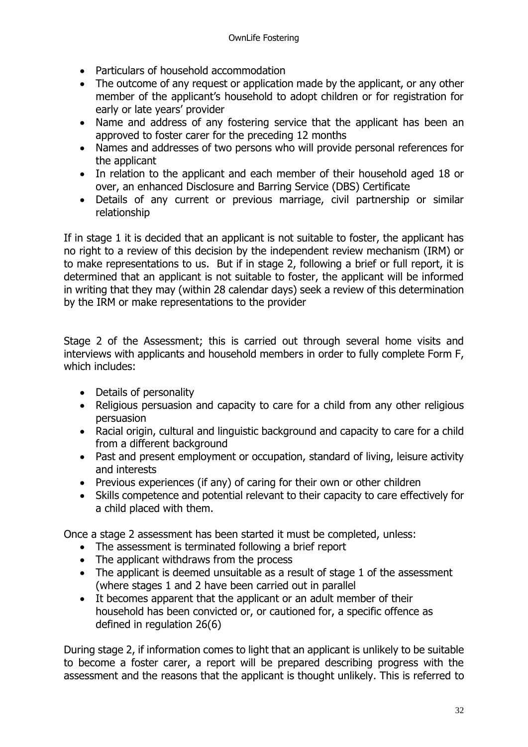- Particulars of household accommodation
- The outcome of any request or application made by the applicant, or any other member of the applicant's household to adopt children or for registration for early or late years' provider
- Name and address of any fostering service that the applicant has been an approved to foster carer for the preceding 12 months
- Names and addresses of two persons who will provide personal references for the applicant
- In relation to the applicant and each member of their household aged 18 or over, an enhanced Disclosure and Barring Service (DBS) Certificate
- Details of any current or previous marriage, civil partnership or similar relationship

If in stage 1 it is decided that an applicant is not suitable to foster, the applicant has no right to a review of this decision by the independent review mechanism (IRM) or to make representations to us. But if in stage 2, following a brief or full report, it is determined that an applicant is not suitable to foster, the applicant will be informed in writing that they may (within 28 calendar days) seek a review of this determination by the IRM or make representations to the provider

Stage 2 of the Assessment; this is carried out through several home visits and interviews with applicants and household members in order to fully complete Form F, which includes:

- Details of personality
- Religious persuasion and capacity to care for a child from any other religious persuasion
- Racial origin, cultural and linguistic background and capacity to care for a child from a different background
- Past and present employment or occupation, standard of living, leisure activity and interests
- Previous experiences (if any) of caring for their own or other children
- Skills competence and potential relevant to their capacity to care effectively for a child placed with them.

Once a stage 2 assessment has been started it must be completed, unless:

- The assessment is terminated following a brief report
- The applicant withdraws from the process
- The applicant is deemed unsuitable as a result of stage 1 of the assessment (where stages 1 and 2 have been carried out in parallel
- It becomes apparent that the applicant or an adult member of their household has been convicted or, or cautioned for, a specific offence as defined in regulation 26(6)

During stage 2, if information comes to light that an applicant is unlikely to be suitable to become a foster carer, a report will be prepared describing progress with the assessment and the reasons that the applicant is thought unlikely. This is referred to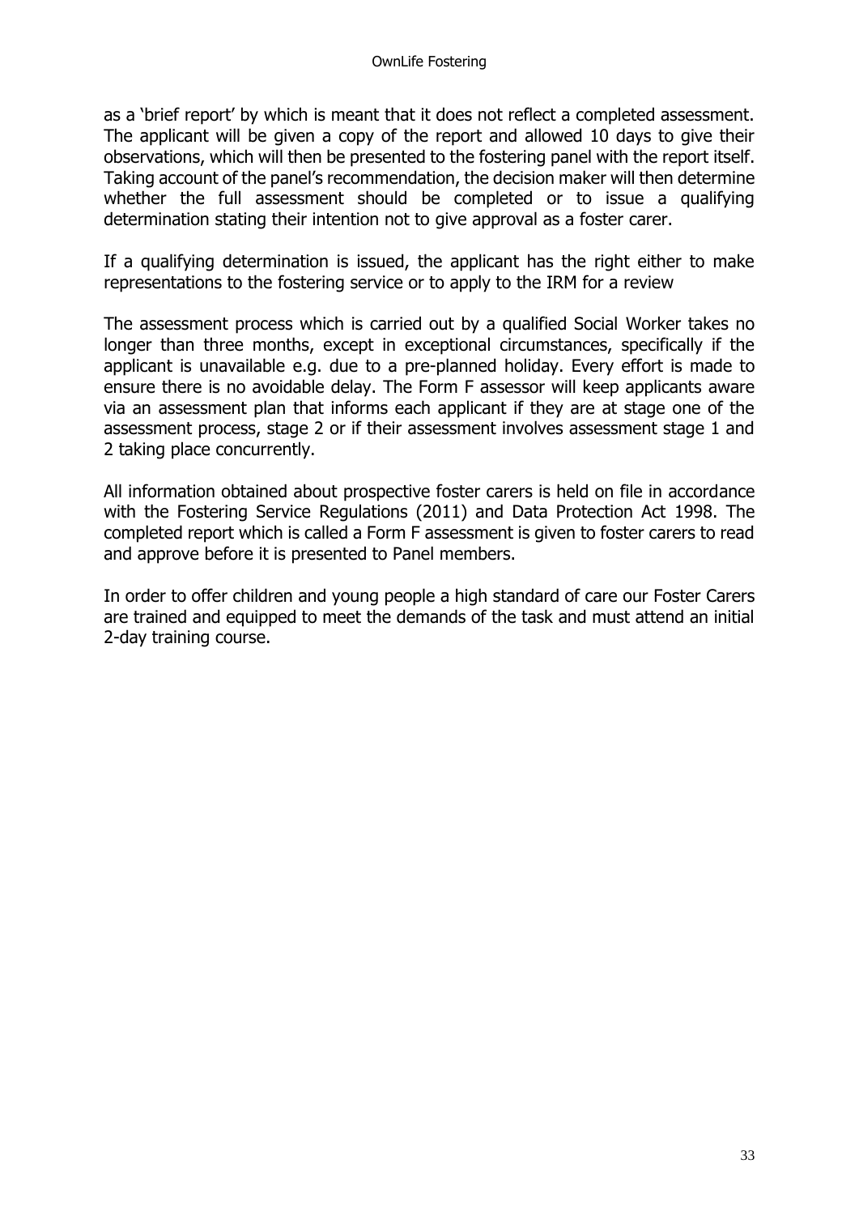as a 'brief report' by which is meant that it does not reflect a completed assessment. The applicant will be given a copy of the report and allowed 10 days to give their observations, which will then be presented to the fostering panel with the report itself. Taking account of the panel's recommendation, the decision maker will then determine whether the full assessment should be completed or to issue a qualifying determination stating their intention not to give approval as a foster carer.

If a qualifying determination is issued, the applicant has the right either to make representations to the fostering service or to apply to the IRM for a review

The assessment process which is carried out by a qualified Social Worker takes no longer than three months, except in exceptional circumstances, specifically if the applicant is unavailable e.g. due to a pre-planned holiday. Every effort is made to ensure there is no avoidable delay. The Form F assessor will keep applicants aware via an assessment plan that informs each applicant if they are at stage one of the assessment process, stage 2 or if their assessment involves assessment stage 1 and 2 taking place concurrently.

All information obtained about prospective foster carers is held on file in accordance with the Fostering Service Regulations (2011) and Data Protection Act 1998. The completed report which is called a Form F assessment is given to foster carers to read and approve before it is presented to Panel members.

In order to offer children and young people a high standard of care our Foster Carers are trained and equipped to meet the demands of the task and must attend an initial 2-day training course.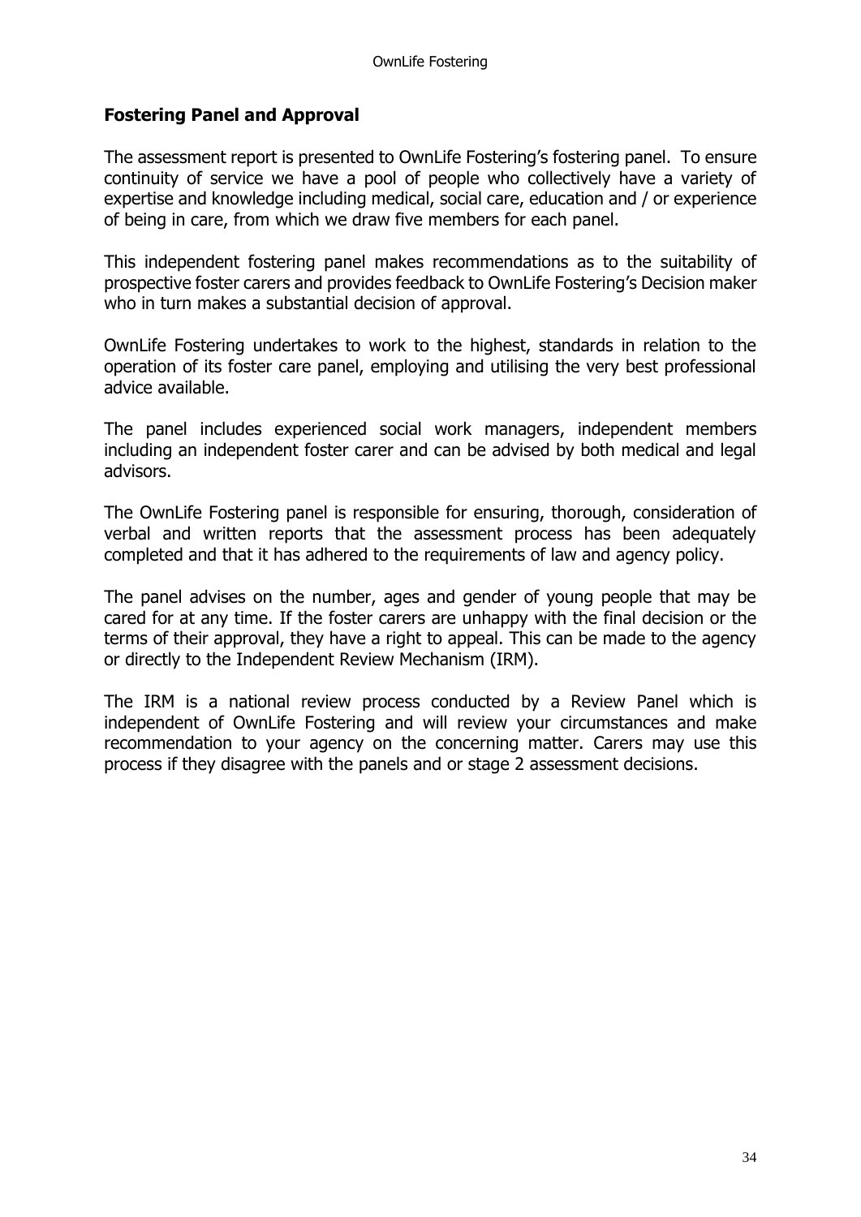## Fostering Panel and Approval

The assessment report is presented to OwnLife Fostering's fostering panel. To ensure continuity of service we have a pool of people who collectively have a variety of expertise and knowledge including medical, social care, education and / or experience of being in care, from which we draw five members for each panel.

This independent fostering panel makes recommendations as to the suitability of prospective foster carers and provides feedback to OwnLife Fostering's Decision maker who in turn makes a substantial decision of approval.

OwnLife Fostering undertakes to work to the highest, standards in relation to the operation of its foster care panel, employing and utilising the very best professional advice available.

The panel includes experienced social work managers, independent members including an independent foster carer and can be advised by both medical and legal advisors.

The OwnLife Fostering panel is responsible for ensuring, thorough, consideration of verbal and written reports that the assessment process has been adequately completed and that it has adhered to the requirements of law and agency policy.

The panel advises on the number, ages and gender of young people that may be cared for at any time. If the foster carers are unhappy with the final decision or the terms of their approval, they have a right to appeal. This can be made to the agency or directly to the Independent Review Mechanism (IRM).

The IRM is a national review process conducted by a Review Panel which is independent of OwnLife Fostering and will review your circumstances and make recommendation to your agency on the concerning matter. Carers may use this process if they disagree with the panels and or stage 2 assessment decisions.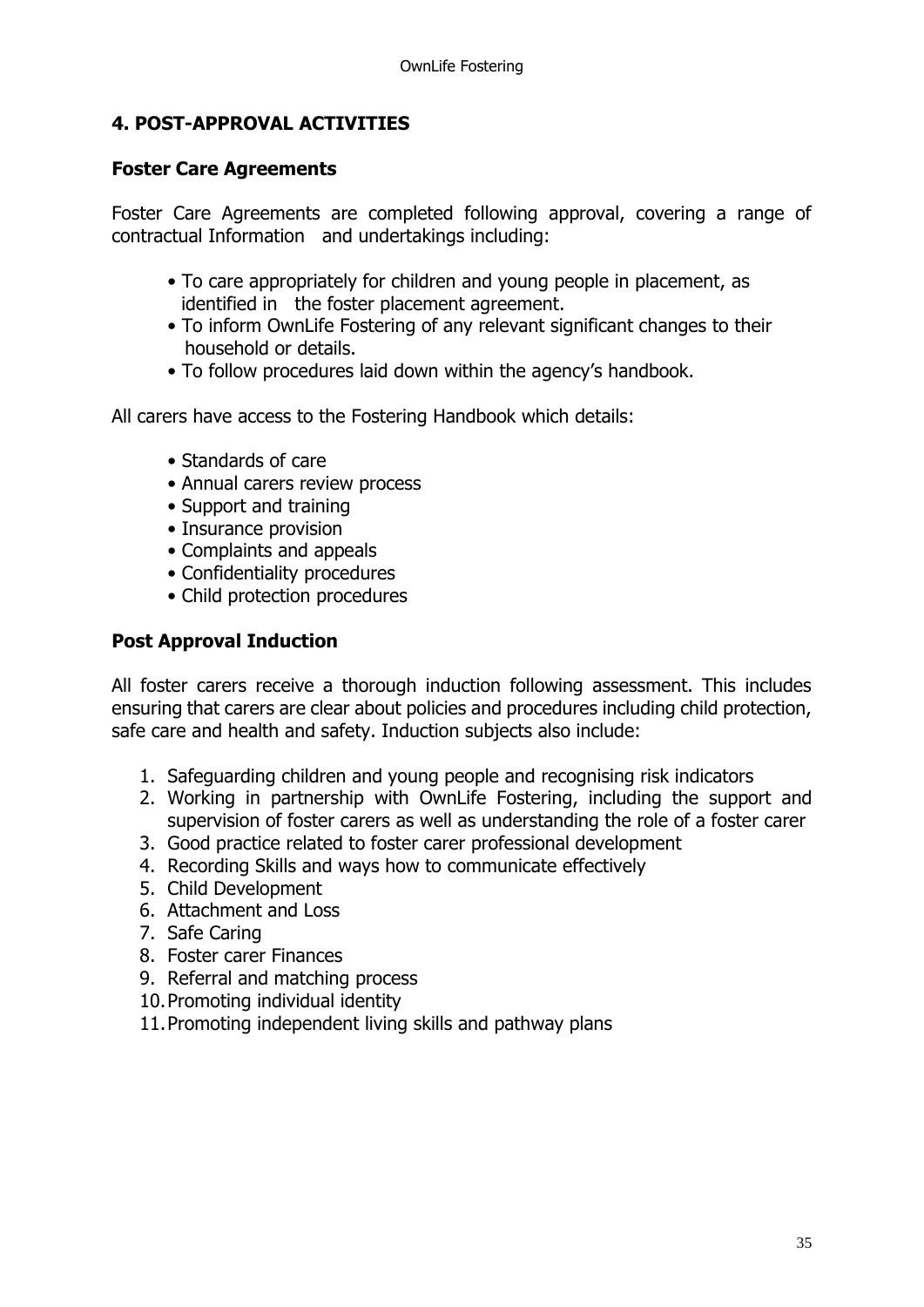## 4. POST-APPROVAL ACTIVITIES

### Foster Care Agreements

Foster Care Agreements are completed following approval, covering a range of contractual Information and undertakings including:

- To care appropriately for children and young people in placement, as identified in the foster placement agreement.
- To inform OwnLife Fostering of any relevant significant changes to their household or details.
- To follow procedures laid down within the agency's handbook.

All carers have access to the Fostering Handbook which details:

- Standards of care
- Annual carers review process
- Support and training
- Insurance provision
- Complaints and appeals
- Confidentiality procedures
- Child protection procedures

### Post Approval Induction

All foster carers receive a thorough induction following assessment. This includes ensuring that carers are clear about policies and procedures including child protection, safe care and health and safety. Induction subjects also include:

1. Safeguarding children and young people and recognising risk indicators
2. Working in partnership with OwnLife Fostering, including the support and supervision of foster carers as well as understanding the role of a foster carer
3. Good practice related to foster carer professional development
4. Recording Skills and ways how to communicate effectively
5. Child Development
6. Attachment and Loss
7. Safe Caring
8. Foster carer Finances
9. Referral and matching process
10. Promoting individual identity
11. Promoting independent living skills and pathway plans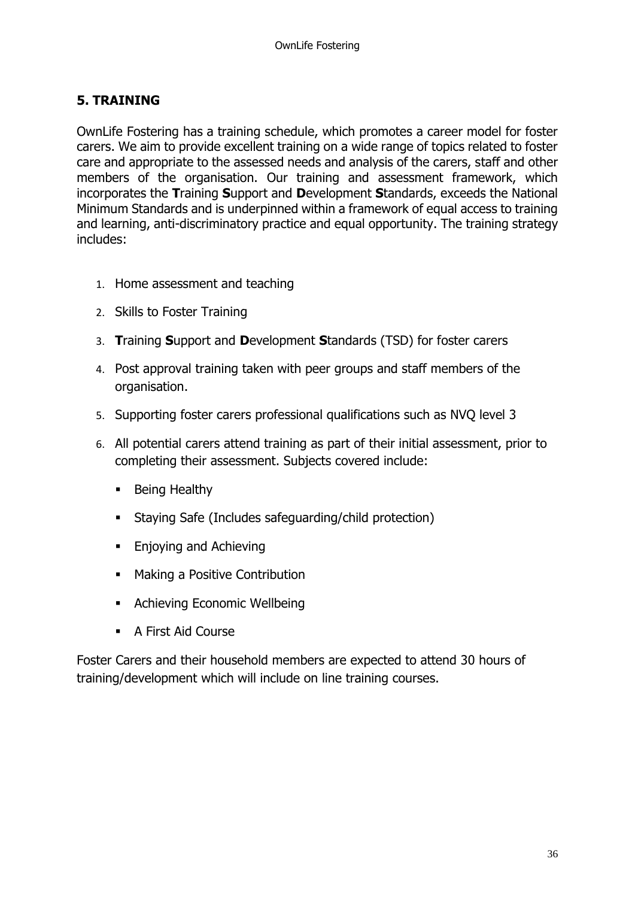## 5. TRAINING

OwnLife Fostering has a training schedule, which promotes a career model for foster carers. We aim to provide excellent training on a wide range of topics related to foster care and appropriate to the assessed needs and analysis of the carers, staff and other members of the organisation. Our training and assessment framework, which incorporates the **T**raining **S**upport and **D**evelopment **S**tandards, exceeds the National Minimum Standards and is underpinned within a framework of equal access to training and learning, anti-discriminatory practice and equal opportunity. The training strategy includes:

1. Home assessment and teaching
2. Skills to Foster Training
3. **T**raining **S**upport and **D**evelopment **S**tandards (TSD) for foster carers
4. Post approval training taken with peer groups and staff members of the organisation.
5. Supporting foster carers professional qualifications such as NVQ level 3
6. All potential carers attend training as part of their initial assessment, prior to completing their assessment. Subjects covered include:
   - Being Healthy
   - Staying Safe (Includes safeguarding/child protection)
   - Enjoying and Achieving
   - Making a Positive Contribution
   - Achieving Economic Wellbeing
   - A First Aid Course

Foster Carers and their household members are expected to attend 30 hours of training/development which will include on line training courses.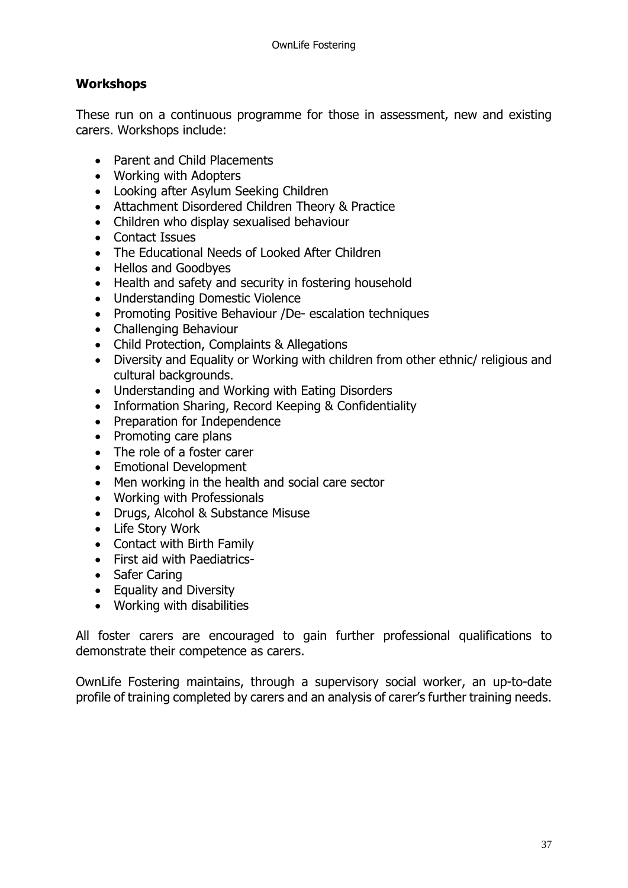## Workshops

These run on a continuous programme for those in assessment, new and existing carers. Workshops include:

- Parent and Child Placements
- Working with Adopters
- Looking after Asylum Seeking Children
- Attachment Disordered Children Theory & Practice
- Children who display sexualised behaviour
- Contact Issues
- The Educational Needs of Looked After Children
- Hellos and Goodbyes
- Health and safety and security in fostering household
- Understanding Domestic Violence
- Promoting Positive Behaviour /De- escalation techniques
- Challenging Behaviour
- Child Protection, Complaints & Allegations
- Diversity and Equality or Working with children from other ethnic/ religious and cultural backgrounds.
- Understanding and Working with Eating Disorders
- Information Sharing, Record Keeping & Confidentiality
- Preparation for Independence
- Promoting care plans
- The role of a foster carer
- Emotional Development
- Men working in the health and social care sector
- Working with Professionals
- Drugs, Alcohol & Substance Misuse
- Life Story Work
- Contact with Birth Family
- First aid with Paediatrics-
- Safer Caring
- Equality and Diversity
- Working with disabilities

All foster carers are encouraged to gain further professional qualifications to demonstrate their competence as carers.

OwnLife Fostering maintains, through a supervisory social worker, an up-to-date profile of training completed by carers and an analysis of carer's further training needs.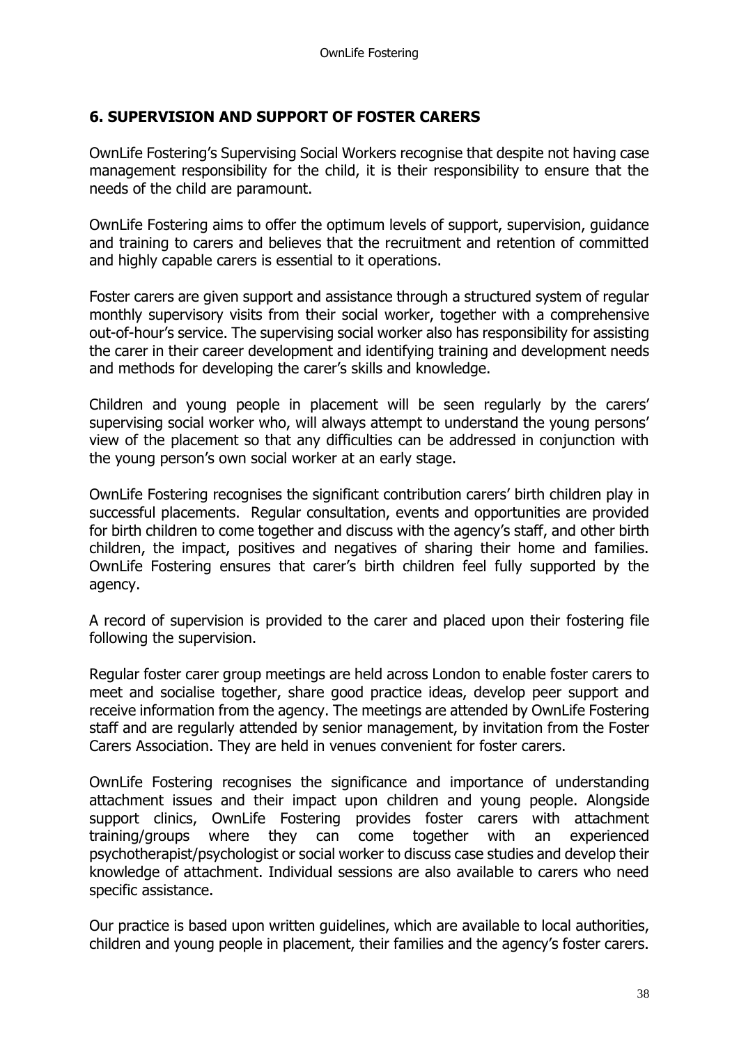## 6. SUPERVISION AND SUPPORT OF FOSTER CARERS

OwnLife Fostering's Supervising Social Workers recognise that despite not having case management responsibility for the child, it is their responsibility to ensure that the needs of the child are paramount.

OwnLife Fostering aims to offer the optimum levels of support, supervision, guidance and training to carers and believes that the recruitment and retention of committed and highly capable carers is essential to it operations.

Foster carers are given support and assistance through a structured system of regular monthly supervisory visits from their social worker, together with a comprehensive out-of-hour's service. The supervising social worker also has responsibility for assisting the carer in their career development and identifying training and development needs and methods for developing the carer's skills and knowledge.

Children and young people in placement will be seen regularly by the carers' supervising social worker who, will always attempt to understand the young persons' view of the placement so that any difficulties can be addressed in conjunction with the young person's own social worker at an early stage.

OwnLife Fostering recognises the significant contribution carers' birth children play in successful placements. Regular consultation, events and opportunities are provided for birth children to come together and discuss with the agency's staff, and other birth children, the impact, positives and negatives of sharing their home and families. OwnLife Fostering ensures that carer's birth children feel fully supported by the agency.

A record of supervision is provided to the carer and placed upon their fostering file following the supervision.

Regular foster carer group meetings are held across London to enable foster carers to meet and socialise together, share good practice ideas, develop peer support and receive information from the agency. The meetings are attended by OwnLife Fostering staff and are regularly attended by senior management, by invitation from the Foster Carers Association. They are held in venues convenient for foster carers.

OwnLife Fostering recognises the significance and importance of understanding attachment issues and their impact upon children and young people. Alongside support clinics, OwnLife Fostering provides foster carers with attachment training/groups where they can come together with an experienced psychotherapist/psychologist or social worker to discuss case studies and develop their knowledge of attachment. Individual sessions are also available to carers who need specific assistance.

Our practice is based upon written guidelines, which are available to local authorities, children and young people in placement, their families and the agency's foster carers.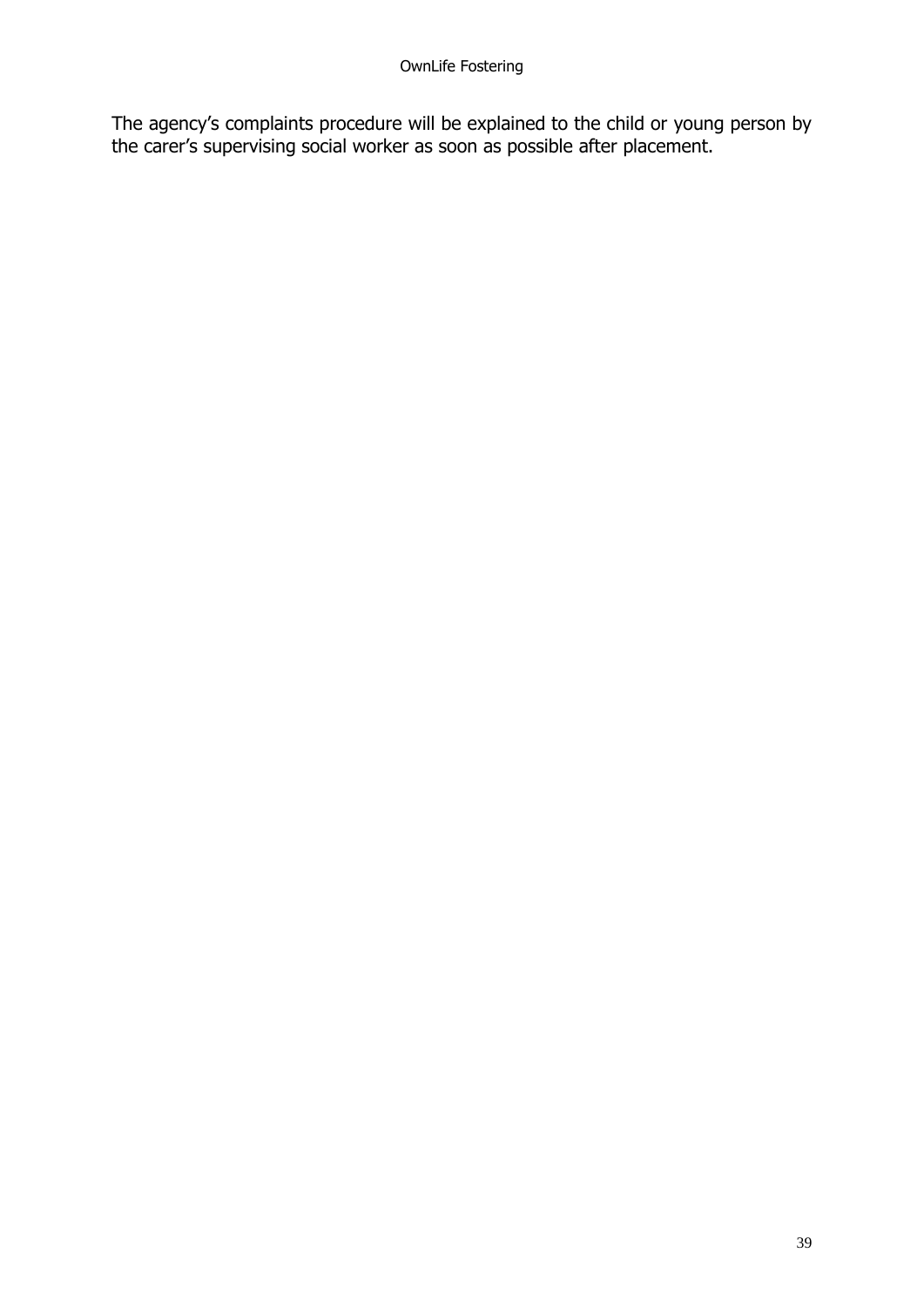The agency’s complaints procedure will be explained to the child or young person by the carer’s supervising social worker as soon as possible after placement.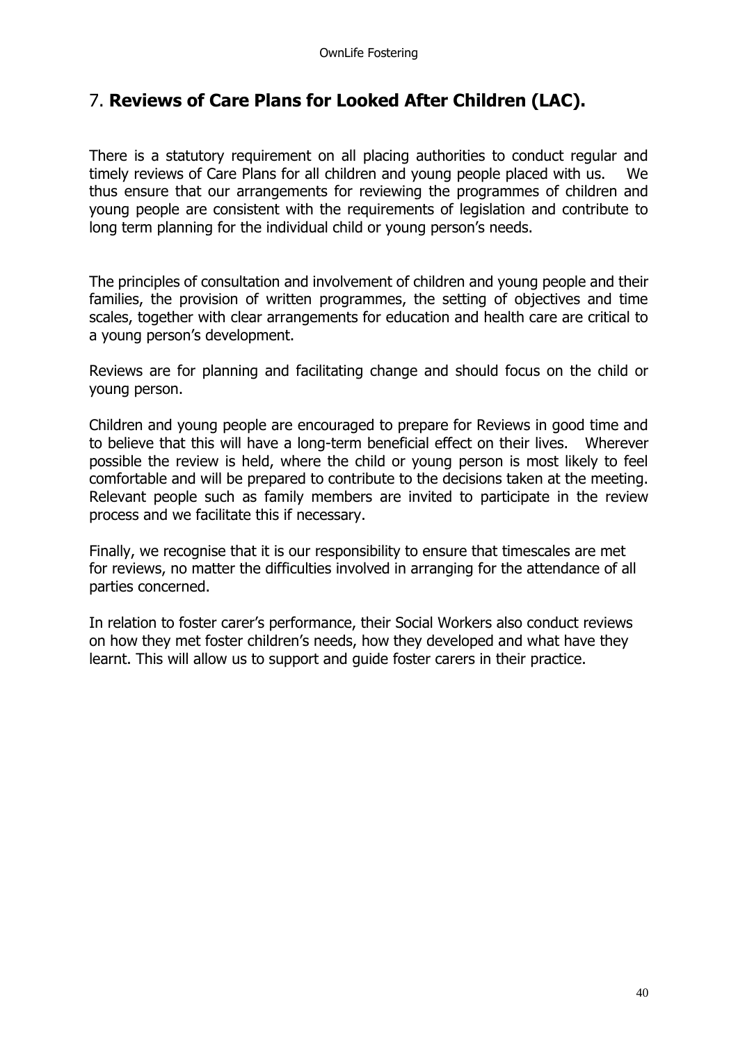## 7. **Reviews of Care Plans for Looked After Children (LAC).**

There is a statutory requirement on all placing authorities to conduct regular and timely reviews of Care Plans for all children and young people placed with us. We thus ensure that our arrangements for reviewing the programmes of children and young people are consistent with the requirements of legislation and contribute to long term planning for the individual child or young person's needs.

The principles of consultation and involvement of children and young people and their families, the provision of written programmes, the setting of objectives and time scales, together with clear arrangements for education and health care are critical to a young person's development.

Reviews are for planning and facilitating change and should focus on the child or young person.

Children and young people are encouraged to prepare for Reviews in good time and to believe that this will have a long-term beneficial effect on their lives. Wherever possible the review is held, where the child or young person is most likely to feel comfortable and will be prepared to contribute to the decisions taken at the meeting. Relevant people such as family members are invited to participate in the review process and we facilitate this if necessary.

Finally, we recognise that it is our responsibility to ensure that timescales are met for reviews, no matter the difficulties involved in arranging for the attendance of all parties concerned.

In relation to foster carer's performance, their Social Workers also conduct reviews on how they met foster children's needs, how they developed and what have they learnt. This will allow us to support and guide foster carers in their practice.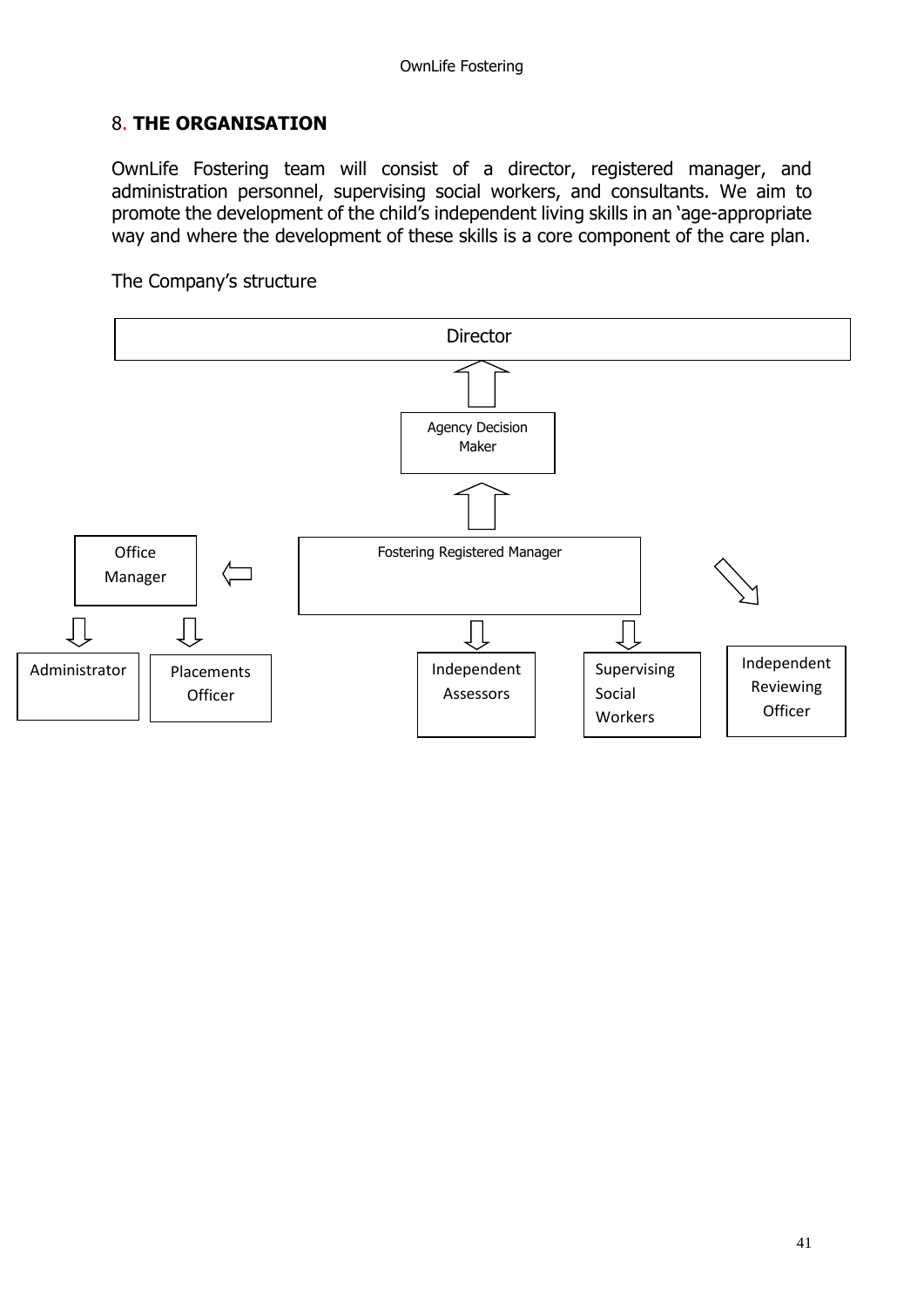## 8. **THE ORGANISATION**

OwnLife Fostering team will consist of a director, registered manager, and administration personnel, supervising social workers, and consultants. We aim to promote the development of the child's independent living skills in an 'age-appropriate way and where the development of these skills is a core component of the care plan.

The Company's structure

Director

Agency Decision Maker

Fostering Registered Manager

Office Manager

Administrator

Placements Officer

Independent Assessors

Supervising Social Workers

Independent Reviewing Officer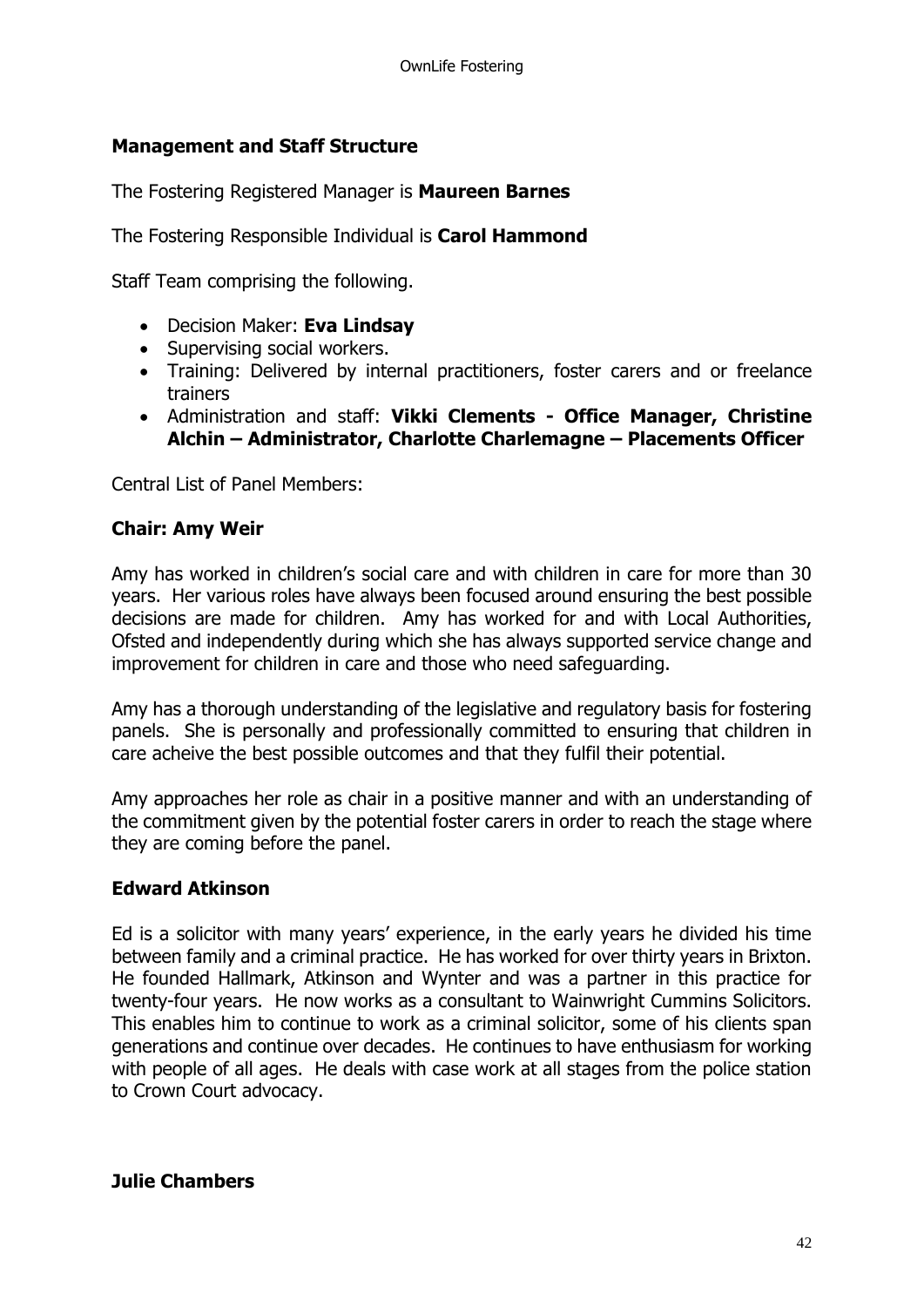## Management and Staff Structure

The Fostering Registered Manager is **Maureen Barnes**

The Fostering Responsible Individual is **Carol Hammond**

Staff Team comprising the following.

- Decision Maker: **Eva Lindsay**
- Supervising social workers.
- Training: Delivered by internal practitioners, foster carers and or freelance trainers
- Administration and staff: **Vikki Clements - Office Manager, Christine Alchin – Administrator, Charlotte Charlemagne – Placements Officer**

Central List of Panel Members:

### Chair: Amy Weir

Amy has worked in children's social care and with children in care for more than 30 years. Her various roles have always been focused around ensuring the best possible decisions are made for children. Amy has worked for and with Local Authorities, Ofsted and independently during which she has always supported service change and improvement for children in care and those who need safeguarding.

Amy has a thorough understanding of the legislative and regulatory basis for fostering panels. She is personally and professionally committed to ensuring that children in care acheive the best possible outcomes and that they fulfil their potential.

Amy approaches her role as chair in a positive manner and with an understanding of the commitment given by the potential foster carers in order to reach the stage where they are coming before the panel.

### Edward Atkinson

Ed is a solicitor with many years' experience, in the early years he divided his time between family and a criminal practice. He has worked for over thirty years in Brixton. He founded Hallmark, Atkinson and Wynter and was a partner in this practice for twenty-four years. He now works as a consultant to Wainwright Cummins Solicitors. This enables him to continue to work as a criminal solicitor, some of his clients span generations and continue over decades. He continues to have enthusiasm for working with people of all ages. He deals with case work at all stages from the police station to Crown Court advocacy.

### Julie Chambers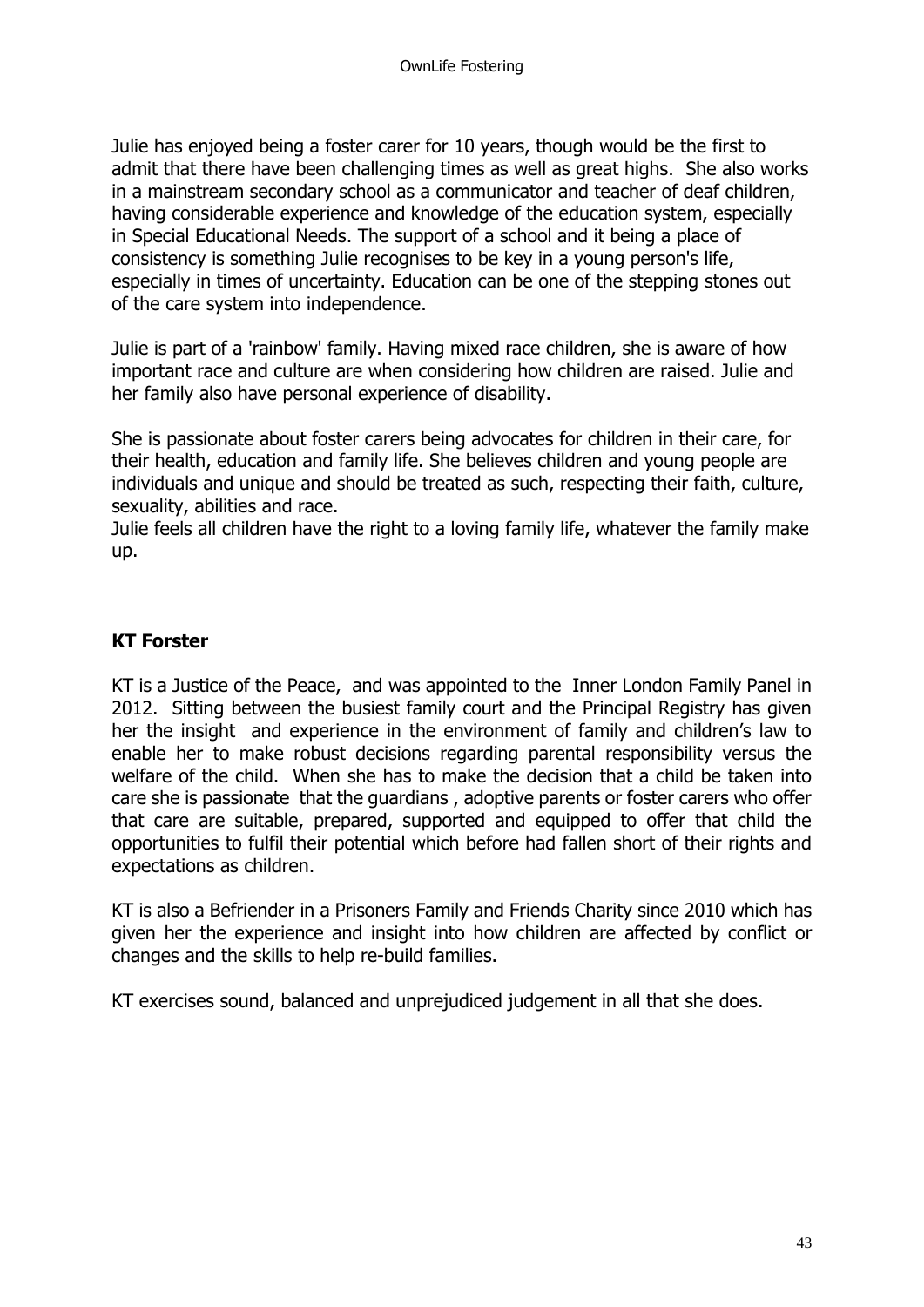Julie has enjoyed being a foster carer for 10 years, though would be the first to admit that there have been challenging times as well as great highs. She also works in a mainstream secondary school as a communicator and teacher of deaf children, having considerable experience and knowledge of the education system, especially in Special Educational Needs. The support of a school and it being a place of consistency is something Julie recognises to be key in a young person's life, especially in times of uncertainty. Education can be one of the stepping stones out of the care system into independence.

Julie is part of a 'rainbow' family. Having mixed race children, she is aware of how important race and culture are when considering how children are raised. Julie and her family also have personal experience of disability.

She is passionate about foster carers being advocates for children in their care, for their health, education and family life. She believes children and young people are individuals and unique and should be treated as such, respecting their faith, culture, sexuality, abilities and race.

Julie feels all children have the right to a loving family life, whatever the family make up.

**KT Forster**

KT is a Justice of the Peace, and was appointed to the Inner London Family Panel in 2012. Sitting between the busiest family court and the Principal Registry has given her the insight and experience in the environment of family and children's law to enable her to make robust decisions regarding parental responsibility versus the welfare of the child. When she has to make the decision that a child be taken into care she is passionate that the guardians , adoptive parents or foster carers who offer that care are suitable, prepared, supported and equipped to offer that child the opportunities to fulfil their potential which before had fallen short of their rights and expectations as children.

KT is also a Befriender in a Prisoners Family and Friends Charity since 2010 which has given her the experience and insight into how children are affected by conflict or changes and the skills to help re-build families.

KT exercises sound, balanced and unprejudiced judgement in all that she does.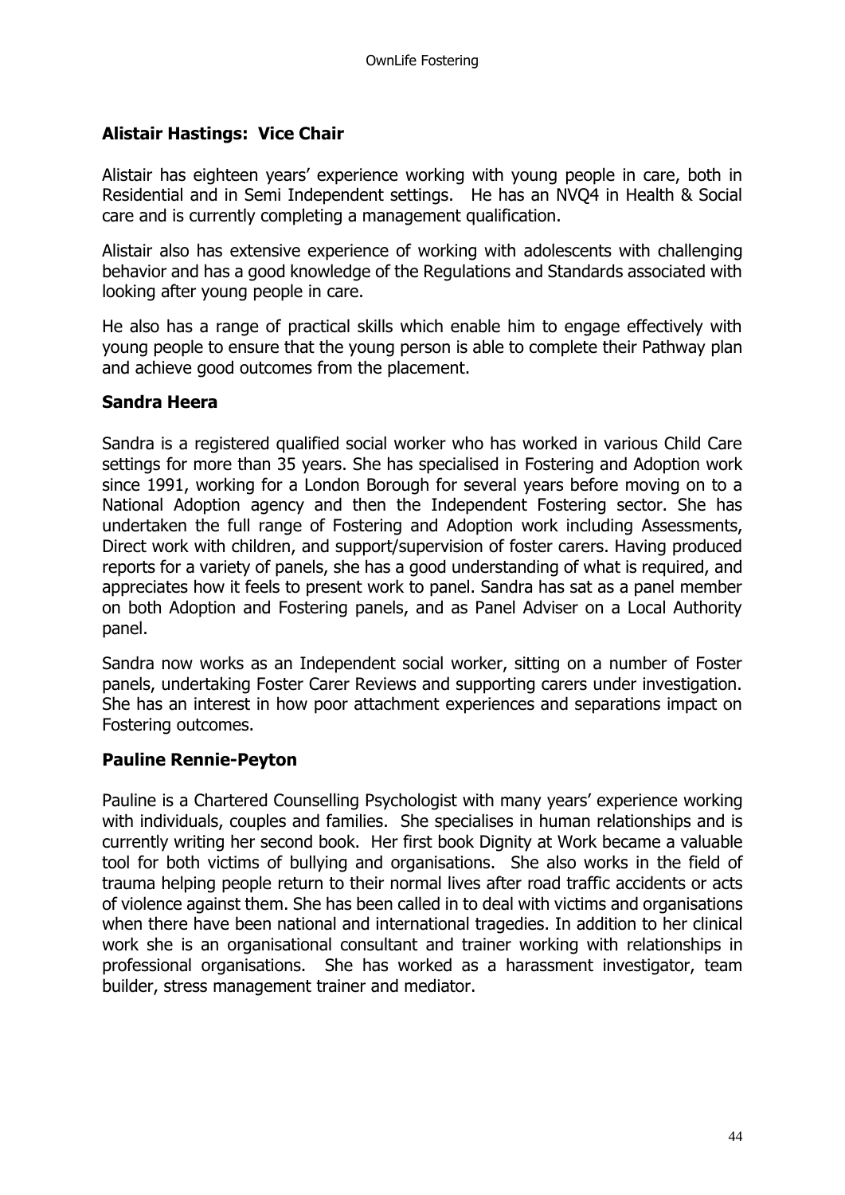**Alistair Hastings: Vice Chair**

Alistair has eighteen years' experience working with young people in care, both in Residential and in Semi Independent settings. He has an NVQ4 in Health & Social care and is currently completing a management qualification.

Alistair also has extensive experience of working with adolescents with challenging behavior and has a good knowledge of the Regulations and Standards associated with looking after young people in care.

He also has a range of practical skills which enable him to engage effectively with young people to ensure that the young person is able to complete their Pathway plan and achieve good outcomes from the placement.

**Sandra Heera**

Sandra is a registered qualified social worker who has worked in various Child Care settings for more than 35 years. She has specialised in Fostering and Adoption work since 1991, working for a London Borough for several years before moving on to a National Adoption agency and then the Independent Fostering sector. She has undertaken the full range of Fostering and Adoption work including Assessments, Direct work with children, and support/supervision of foster carers. Having produced reports for a variety of panels, she has a good understanding of what is required, and appreciates how it feels to present work to panel. Sandra has sat as a panel member on both Adoption and Fostering panels, and as Panel Adviser on a Local Authority panel.

Sandra now works as an Independent social worker, sitting on a number of Foster panels, undertaking Foster Carer Reviews and supporting carers under investigation. She has an interest in how poor attachment experiences and separations impact on Fostering outcomes.

**Pauline Rennie-Peyton**

Pauline is a Chartered Counselling Psychologist with many years' experience working with individuals, couples and families. She specialises in human relationships and is currently writing her second book. Her first book Dignity at Work became a valuable tool for both victims of bullying and organisations. She also works in the field of trauma helping people return to their normal lives after road traffic accidents or acts of violence against them. She has been called in to deal with victims and organisations when there have been national and international tragedies. In addition to her clinical work she is an organisational consultant and trainer working with relationships in professional organisations. She has worked as a harassment investigator, team builder, stress management trainer and mediator.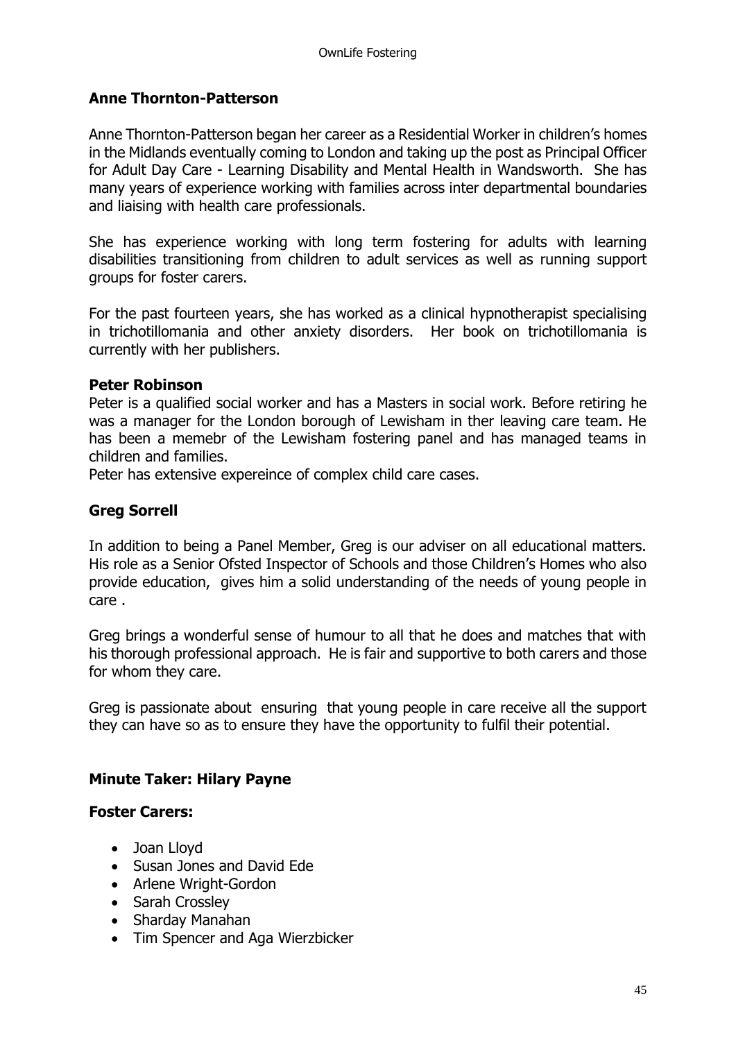**Anne Thornton-Patterson**

Anne Thornton-Patterson began her career as a Residential Worker in children's homes in the Midlands eventually coming to London and taking up the post as Principal Officer for Adult Day Care - Learning Disability and Mental Health in Wandsworth. She has many years of experience working with families across inter departmental boundaries and liaising with health care professionals.

She has experience working with long term fostering for adults with learning disabilities transitioning from children to adult services as well as running support groups for foster carers.

For the past fourteen years, she has worked as a clinical hypnotherapist specialising in trichotillomania and other anxiety disorders. Her book on trichotillomania is currently with her publishers.

**Peter Robinson**

Peter is a qualified social worker and has a Masters in social work. Before retiring he was a manager for the London borough of Lewisham in ther leaving care team. He has been a memebr of the Lewisham fostering panel and has managed teams in children and families.

Peter has extensive expereince of complex child care cases.

**Greg Sorrell**

In addition to being a Panel Member, Greg is our adviser on all educational matters. His role as a Senior Ofsted Inspector of Schools and those Children's Homes who also provide education, gives him a solid understanding of the needs of young people in care .

Greg brings a wonderful sense of humour to all that he does and matches that with his thorough professional approach. He is fair and supportive to both carers and those for whom they care.

Greg is passionate about ensuring that young people in care receive all the support they can have so as to ensure they have the opportunity to fulfil their potential.

**Minute Taker: Hilary Payne**

**Foster Carers:**

- Joan Lloyd
- Susan Jones and David Ede
- Arlene Wright-Gordon
- Sarah Crossley
- Sharday Manahan
- Tim Spencer and Aga Wierzbicker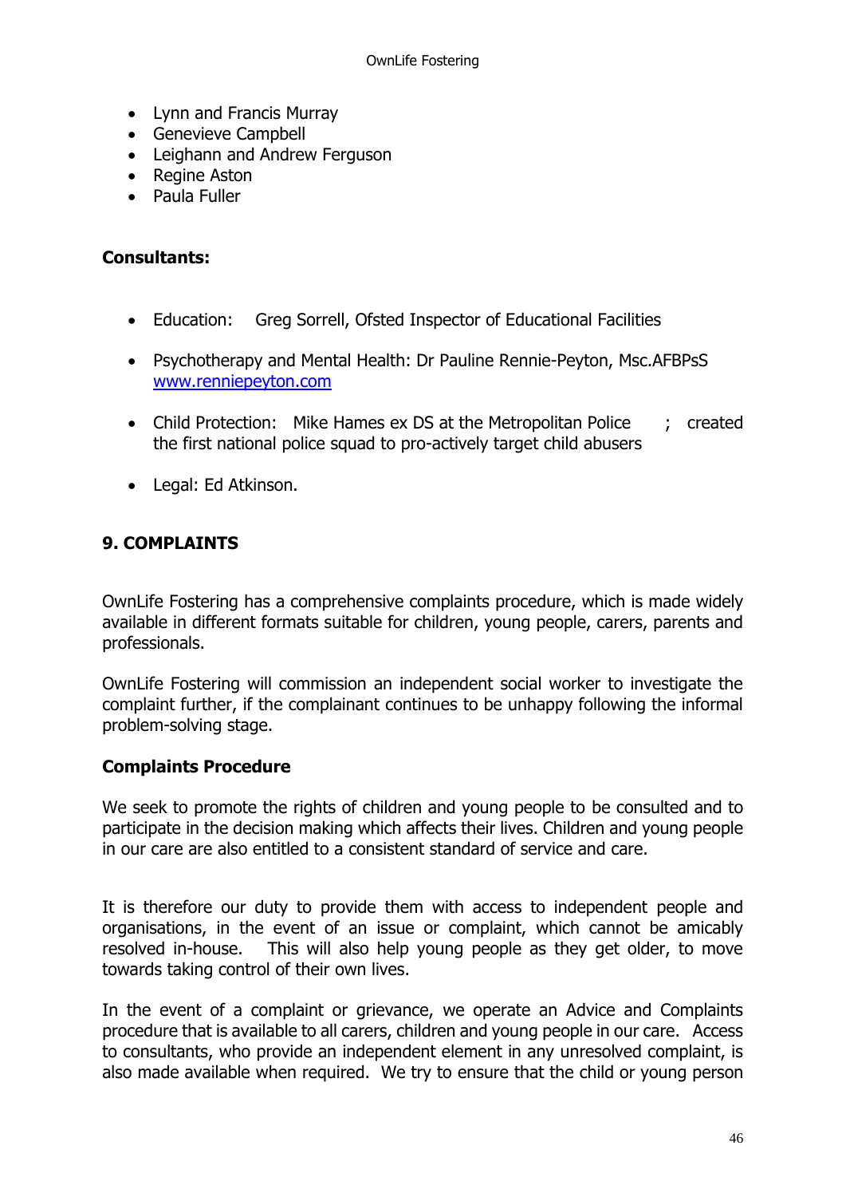- Lynn and Francis Murray
- Genevieve Campbell
- Leighann and Andrew Ferguson
- Regine Aston
- Paula Fuller

**Consultants:**

- Education: Greg Sorrell, Ofsted Inspector of Educational Facilities
- Psychotherapy and Mental Health: Dr Pauline Rennie-Peyton, Msc.AFBPsS [www.renniepeyton.com](www.renniepeyton.com)
- Child Protection: Mike Hames ex DS at the Metropolitan Police ; created the first national police squad to pro-actively target child abusers
- Legal: Ed Atkinson.

## 9. COMPLAINTS

OwnLife Fostering has a comprehensive complaints procedure, which is made widely available in different formats suitable for children, young people, carers, parents and professionals.

OwnLife Fostering will commission an independent social worker to investigate the complaint further, if the complainant continues to be unhappy following the informal problem-solving stage.

### Complaints Procedure

We seek to promote the rights of children and young people to be consulted and to participate in the decision making which affects their lives. Children and young people in our care are also entitled to a consistent standard of service and care.

It is therefore our duty to provide them with access to independent people and organisations, in the event of an issue or complaint, which cannot be amicably resolved in-house. This will also help young people as they get older, to move towards taking control of their own lives.

In the event of a complaint or grievance, we operate an Advice and Complaints procedure that is available to all carers, children and young people in our care. Access to consultants, who provide an independent element in any unresolved complaint, is also made available when required. We try to ensure that the child or young person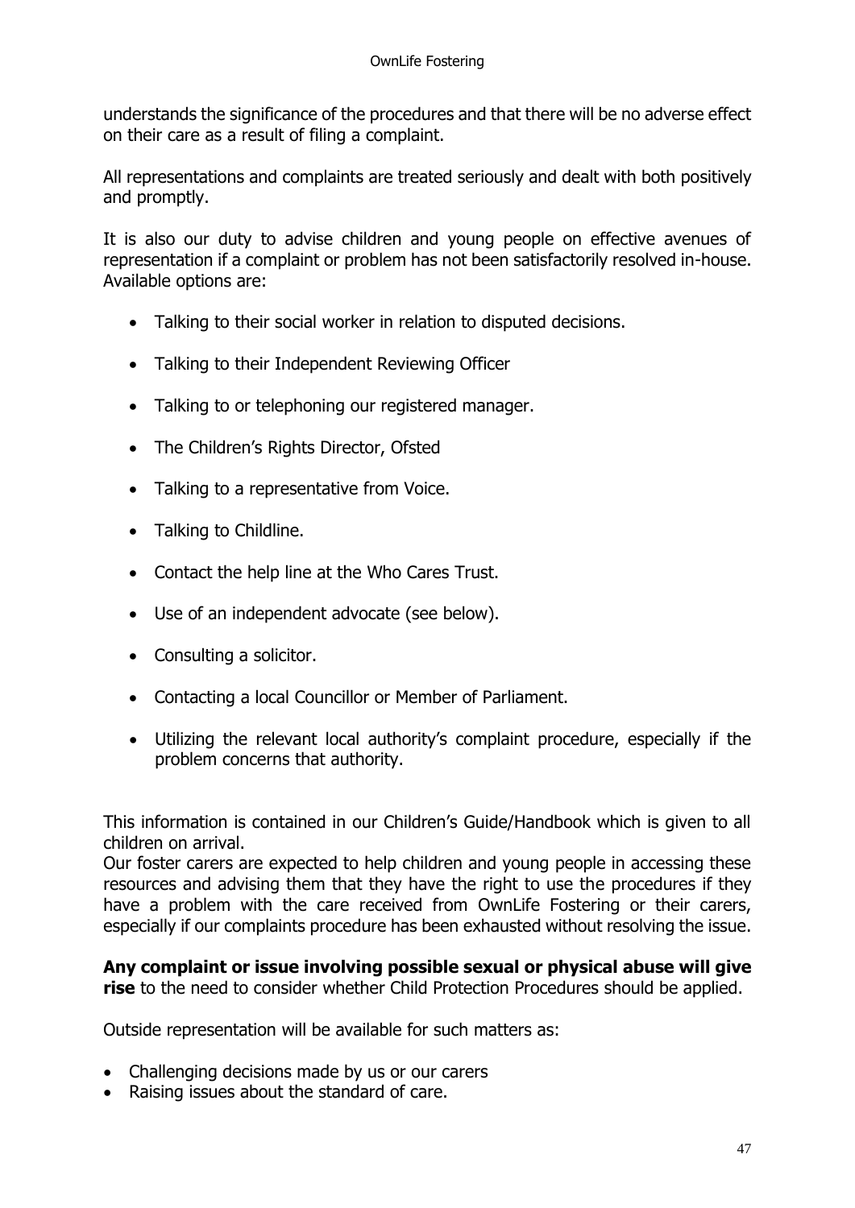understands the significance of the procedures and that there will be no adverse effect on their care as a result of filing a complaint.

All representations and complaints are treated seriously and dealt with both positively and promptly.

It is also our duty to advise children and young people on effective avenues of representation if a complaint or problem has not been satisfactorily resolved in-house. Available options are:

- Talking to their social worker in relation to disputed decisions.
- Talking to their Independent Reviewing Officer
- Talking to or telephoning our registered manager.
- The Children's Rights Director, Ofsted
- Talking to a representative from Voice.
- Talking to Childline.
- Contact the help line at the Who Cares Trust.
- Use of an independent advocate (see below).
- Consulting a solicitor.
- Contacting a local Councillor or Member of Parliament.
- Utilizing the relevant local authority's complaint procedure, especially if the problem concerns that authority.

This information is contained in our Children's Guide/Handbook which is given to all children on arrival.
Our foster carers are expected to help children and young people in accessing these resources and advising them that they have the right to use the procedures if they have a problem with the care received from OwnLife Fostering or their carers, especially if our complaints procedure has been exhausted without resolving the issue.

**Any complaint or issue involving possible sexual or physical abuse will give rise** to the need to consider whether Child Protection Procedures should be applied.

Outside representation will be available for such matters as:

- Challenging decisions made by us or our carers
- Raising issues about the standard of care.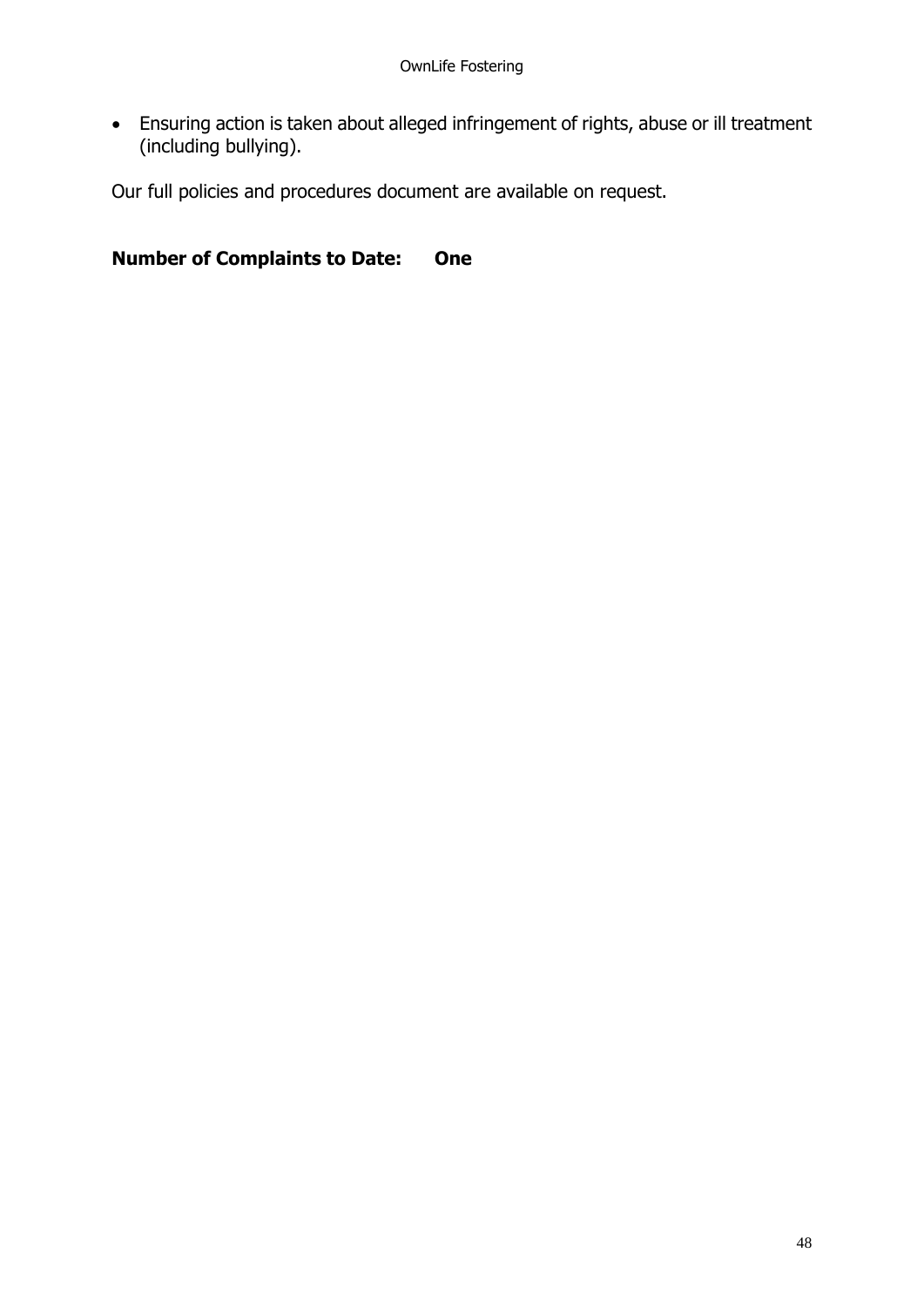- Ensuring action is taken about alleged infringement of rights, abuse or ill treatment (including bullying).

Our full policies and procedures document are available on request.

**Number of Complaints to Date: One**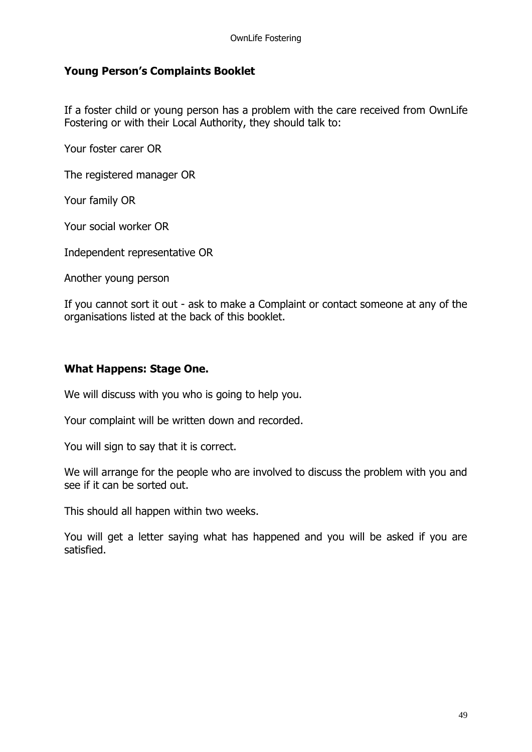## Young Person's Complaints Booklet

If a foster child or young person has a problem with the care received from OwnLife Fostering or with their Local Authority, they should talk to:

Your foster carer OR

The registered manager OR

Your family OR

Your social worker OR

Independent representative OR

Another young person

If you cannot sort it out - ask to make a Complaint or contact someone at any of the organisations listed at the back of this booklet.

## What Happens: Stage One.

We will discuss with you who is going to help you.

Your complaint will be written down and recorded.

You will sign to say that it is correct.

We will arrange for the people who are involved to discuss the problem with you and see if it can be sorted out.

This should all happen within two weeks.

You will get a letter saying what has happened and you will be asked if you are satisfied.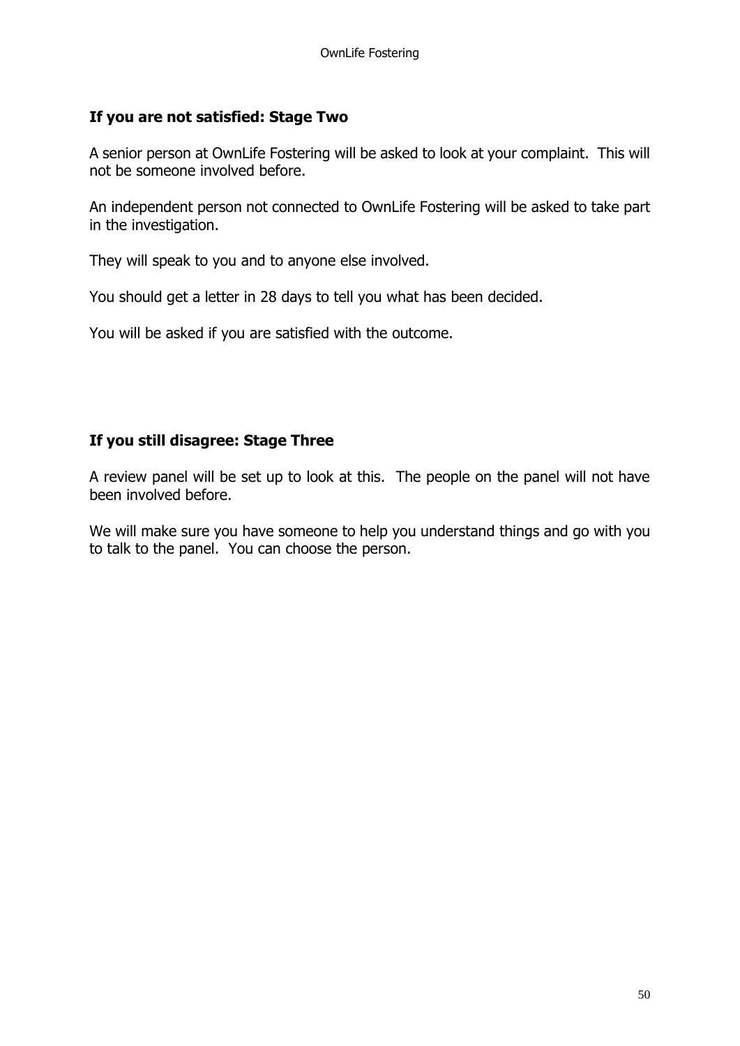### If you are not satisfied: Stage Two

A senior person at OwnLife Fostering will be asked to look at your complaint. This will not be someone involved before.

An independent person not connected to OwnLife Fostering will be asked to take part in the investigation.

They will speak to you and to anyone else involved.

You should get a letter in 28 days to tell you what has been decided.

You will be asked if you are satisfied with the outcome.

### If you still disagree: Stage Three

A review panel will be set up to look at this. The people on the panel will not have been involved before.

We will make sure you have someone to help you understand things and go with you to talk to the panel. You can choose the person.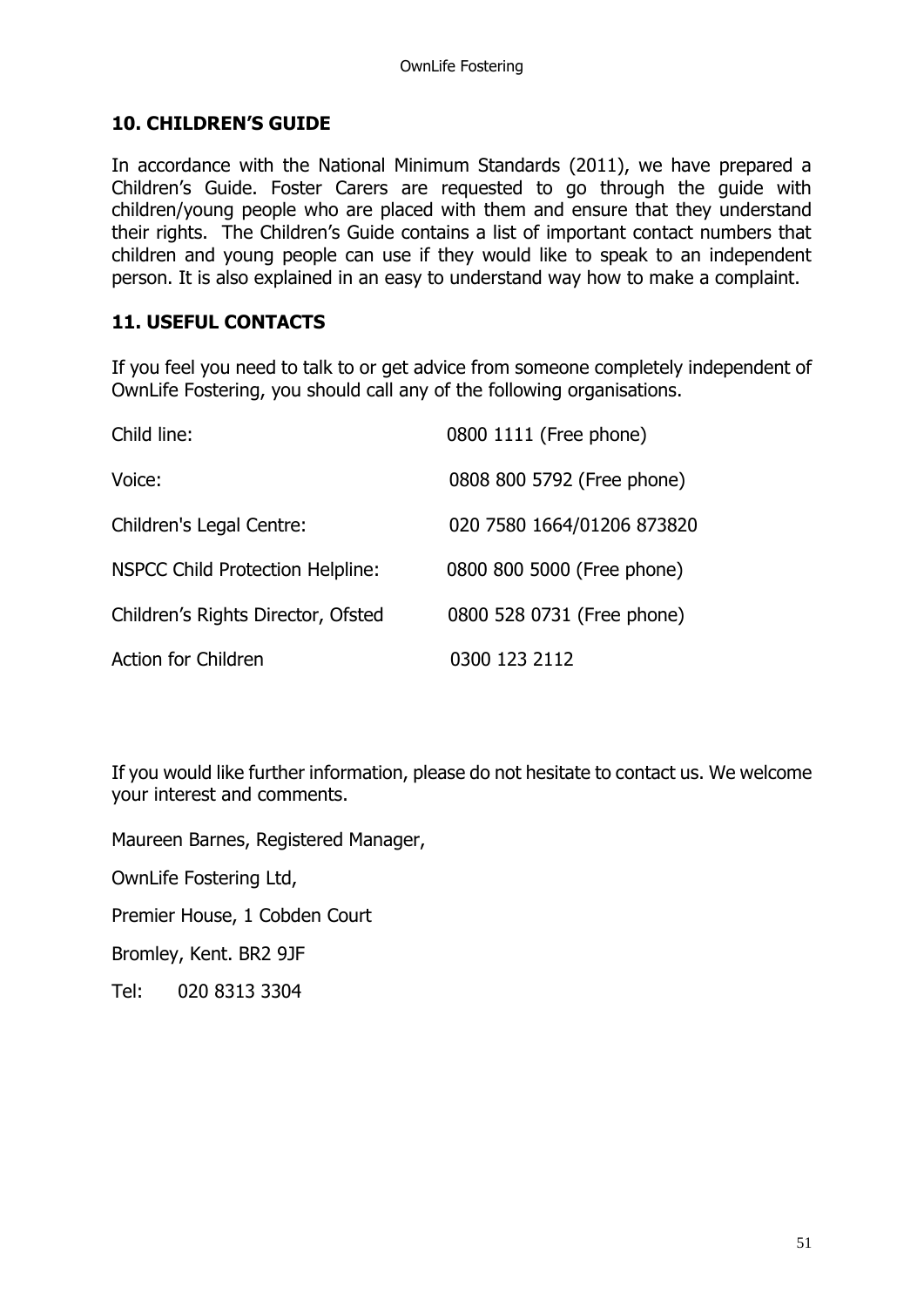## 10. CHILDREN'S GUIDE

In accordance with the National Minimum Standards (2011), we have prepared a Children's Guide. Foster Carers are requested to go through the guide with children/young people who are placed with them and ensure that they understand their rights. The Children's Guide contains a list of important contact numbers that children and young people can use if they would like to speak to an independent person. It is also explained in an easy to understand way how to make a complaint.

## 11. USEFUL CONTACTS

If you feel you need to talk to or get advice from someone completely independent of OwnLife Fostering, you should call any of the following organisations.

| | |
|---|---|
| Child line: | 0800 1111 (Free phone) |
| Voice: | 0808 800 5792 (Free phone) |
| Children's Legal Centre: | 020 7580 1664/01206 873820 |
| NSPCC Child Protection Helpline: | 0800 800 5000 (Free phone) |
| Children's Rights Director, Ofsted | 0800 528 0731 (Free phone) |
| Action for Children | 0300 123 2112 |

If you would like further information, please do not hesitate to contact us. We welcome your interest and comments.

Maureen Barnes, Registered Manager,

OwnLife Fostering Ltd,

Premier House, 1 Cobden Court

Bromley, Kent. BR2 9JF

Tel: 020 8313 3304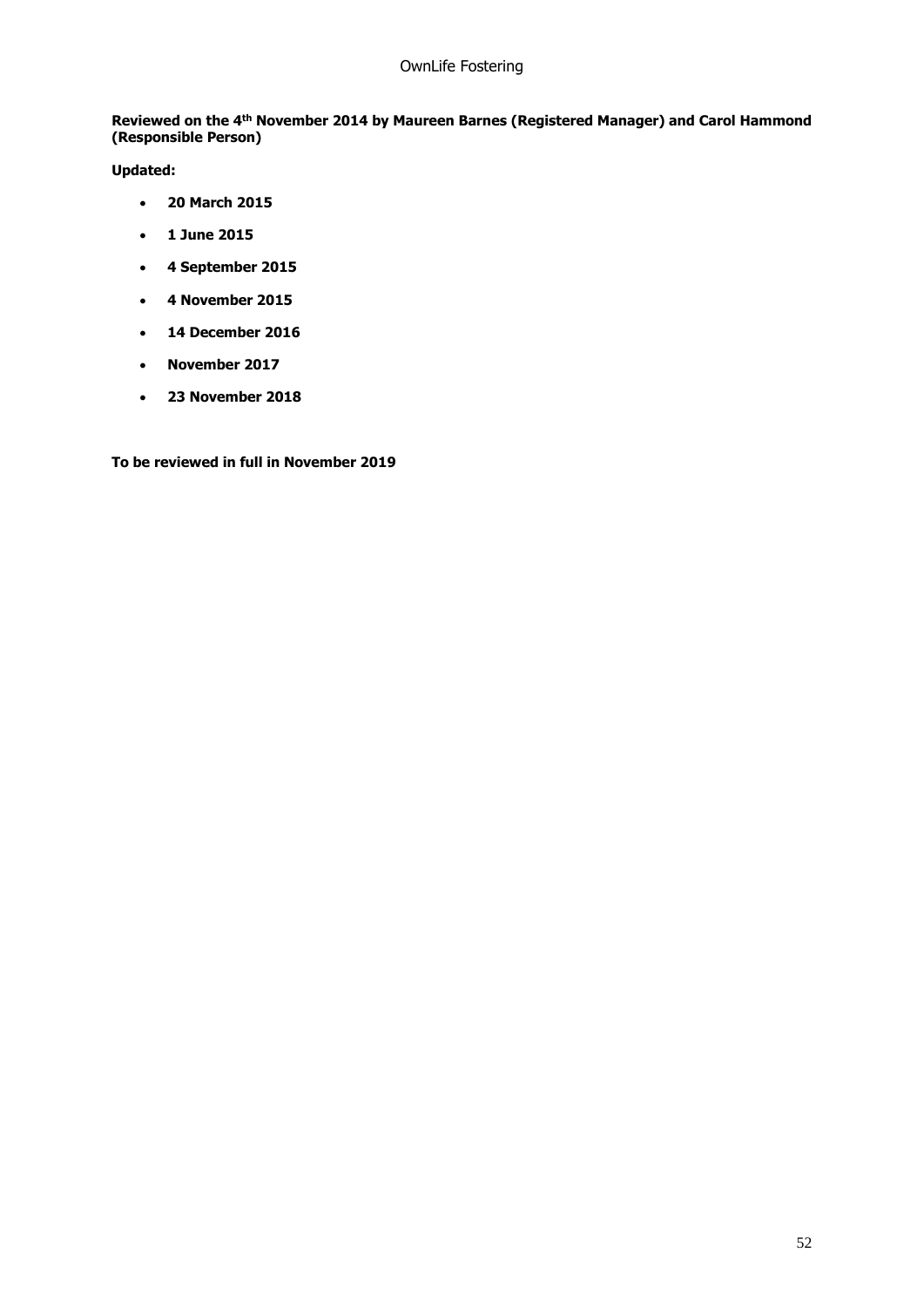**Reviewed on the 4th November 2014 by Maureen Barnes (Registered Manager) and Carol Hammond (Responsible Person)**

**Updated:**

- **20 March 2015**
- **1 June 2015**
- **4 September 2015**
- **4 November 2015**
- **14 December 2016**
- **November 2017**
- **23 November 2018**

**To be reviewed in full in November 2019**